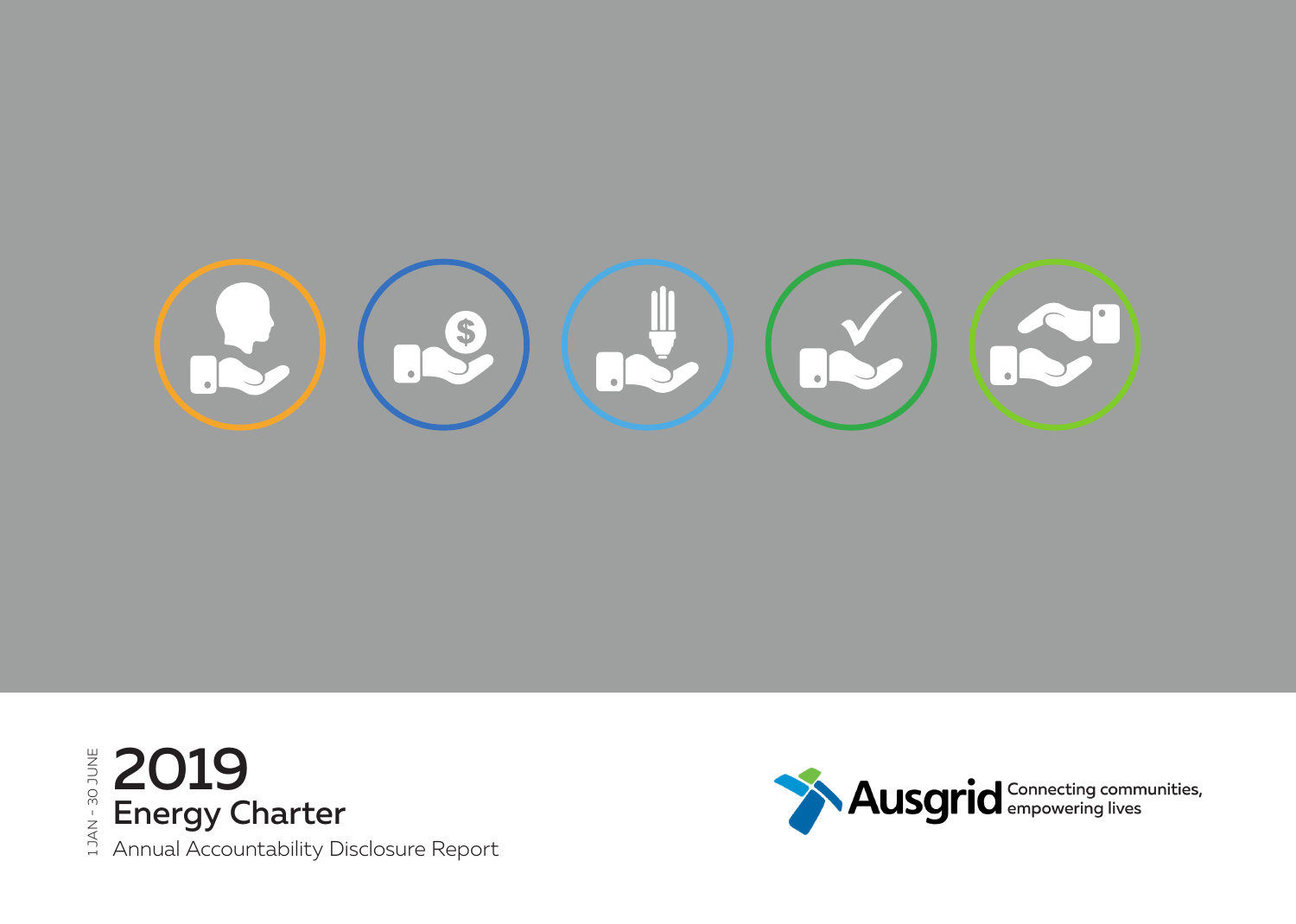1 JAN - 30 JUNE

# 2019

## Energy Charter

Annual Accountability Disclosure Report

Ausgrid Connecting communities, empowering lives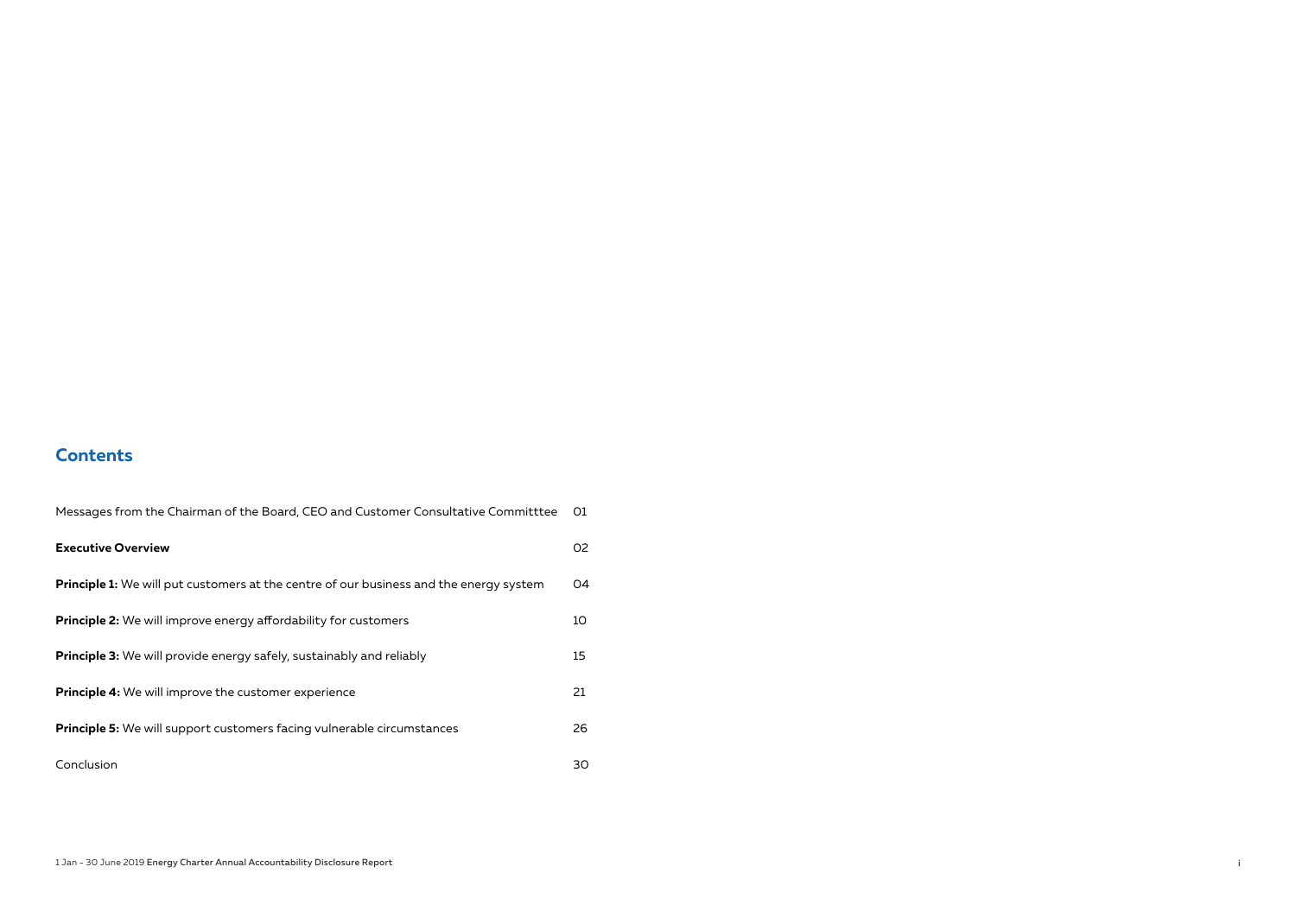## Contents

| | |
|---|---|
| Messages from the Chairman of the Board, CEO and Customer Consultative Committtee | 01 |
| **Executive Overview** | 02 |
| **Principle 1:** We will put customers at the centre of our business and the energy system | 04 |
| **Principle 2:** We will improve energy affordability for customers | 10 |
| **Principle 3:** We will provide energy safely, sustainably and reliably | 15 |
| **Principle 4:** We will improve the customer experience | 21 |
| **Principle 5:** We will support customers facing vulnerable circumstances | 26 |
| Conclusion | 30 |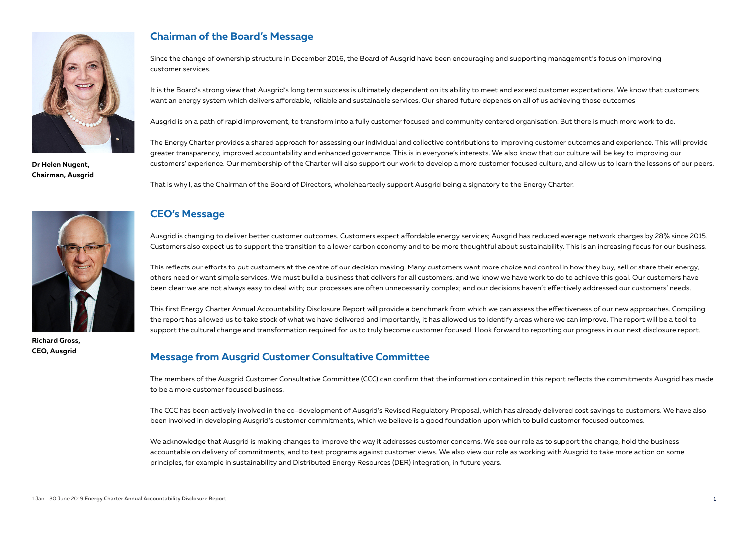## Chairman of the Board's Message

**Dr Helen Nugent, Chairman, Ausgrid**

Since the change of ownership structure in December 2016, the Board of Ausgrid have been encouraging and supporting management's focus on improving customer services.

It is the Board's strong view that Ausgrid's long term success is ultimately dependent on its ability to meet and exceed customer expectations. We know that customers want an energy system which delivers affordable, reliable and sustainable services. Our shared future depends on all of us achieving those outcomes

Ausgrid is on a path of rapid improvement, to transform into a fully customer focused and community centered organisation. But there is much more work to do.

The Energy Charter provides a shared approach for assessing our individual and collective contributions to improving customer outcomes and experience. This will provide greater transparency, improved accountability and enhanced governance. This is in everyone's interests. We also know that our culture will be key to improving our customers' experience. Our membership of the Charter will also support our work to develop a more customer focused culture, and allow us to learn the lessons of our peers.

That is why I, as the Chairman of the Board of Directors, wholeheartedly support Ausgrid being a signatory to the Energy Charter.

## CEO's Message

**Richard Gross, CEO, Ausgrid**

Ausgrid is changing to deliver better customer outcomes. Customers expect affordable energy services; Ausgrid has reduced average network charges by 28% since 2015. Customers also expect us to support the transition to a lower carbon economy and to be more thoughtful about sustainability. This is an increasing focus for our business.

This reflects our efforts to put customers at the centre of our decision making. Many customers want more choice and control in how they buy, sell or share their energy, others need or want simple services. We must build a business that delivers for all customers, and we know we have work to do to achieve this goal. Our customers have been clear: we are not always easy to deal with; our processes are often unnecessarily complex; and our decisions haven't effectively addressed our customers' needs.

This first Energy Charter Annual Accountability Disclosure Report will provide a benchmark from which we can assess the effectiveness of our new approaches. Compiling the report has allowed us to take stock of what we have delivered and importantly, it has allowed us to identify areas where we can improve. The report will be a tool to support the cultural change and transformation required for us to truly become customer focused. I look forward to reporting our progress in our next disclosure report.

## Message from Ausgrid Customer Consultative Committee

The members of the Ausgrid Customer Consultative Committee (CCC) can confirm that the information contained in this report reflects the commitments Ausgrid has made to be a more customer focused business.

The CCC has been actively involved in the co-development of Ausgrid's Revised Regulatory Proposal, which has already delivered cost savings to customers. We have also been involved in developing Ausgrid's customer commitments, which we believe is a good foundation upon which to build customer focused outcomes.

We acknowledge that Ausgrid is making changes to improve the way it addresses customer concerns. We see our role as to support the change, hold the business accountable on delivery of commitments, and to test programs against customer views. We also view our role as working with Ausgrid to take more action on some principles, for example in sustainability and Distributed Energy Resources (DER) integration, in future years.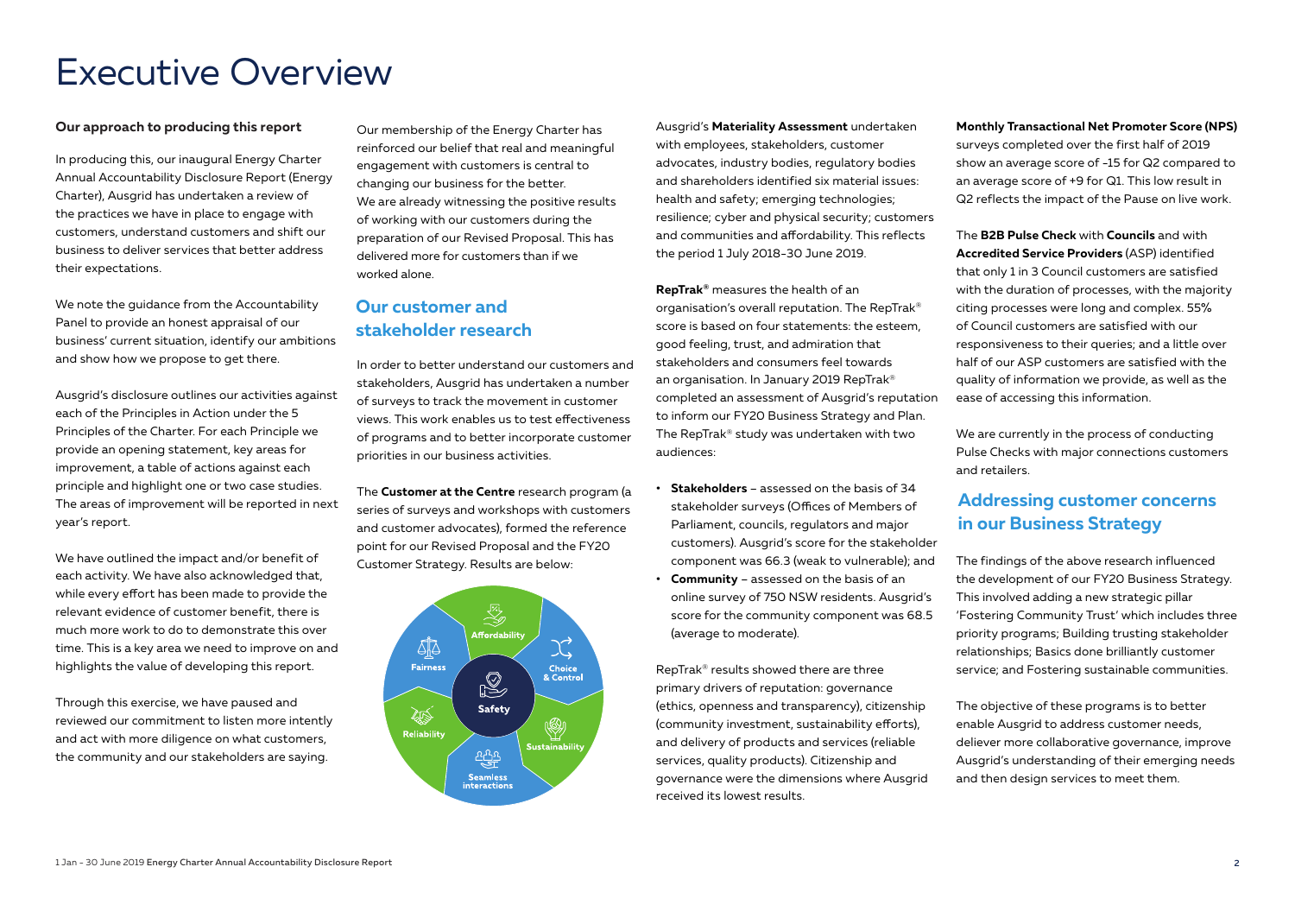# Executive Overview

**Our approach to producing this report**

In producing this, our inaugural Energy Charter Annual Accountability Disclosure Report (Energy Charter), Ausgrid has undertaken a review of the practices we have in place to engage with customers, understand customers and shift our business to deliver services that better address their expectations.

We note the guidance from the Accountability Panel to provide an honest appraisal of our business' current situation, identify our ambitions and show how we propose to get there.

Ausgrid's disclosure outlines our activities against each of the Principles in Action under the 5 Principles of the Charter. For each Principle we provide an opening statement, key areas for improvement, a table of actions against each principle and highlight one or two case studies. The areas of improvement will be reported in next year's report.

We have outlined the impact and/or benefit of each activity. We have also acknowledged that, while every effort has been made to provide the relevant evidence of customer benefit, there is much more work to do to demonstrate this over time. This is a key area we need to improve on and highlights the value of developing this report.

Through this exercise, we have paused and reviewed our commitment to listen more intently and act with more diligence on what customers, the community and our stakeholders are saying.

Our membership of the Energy Charter has reinforced our belief that real and meaningful engagement with customers is central to changing our business for the better. We are already witnessing the positive results of working with our customers during the preparation of our Revised Proposal. This has delivered more for customers than if we worked alone.

## Our customer and stakeholder research

In order to better understand our customers and stakeholders, Ausgrid has undertaken a number of surveys to track the movement in customer views. This work enables us to test effectiveness of programs and to better incorporate customer priorities in our business activities.

The **Customer at the Centre** research program (a series of surveys and workshops with customers and customer advocates), formed the reference point for our Revised Proposal and the FY20 Customer Strategy. Results are below:

Affordability · Choice & Control · Sustainability · Seamless interactions · Reliability · Fairness · Safety

Ausgrid's **Materiality Assessment** undertaken with employees, stakeholders, customer advocates, industry bodies, regulatory bodies and shareholders identified six material issues: health and safety; emerging technologies; resilience; cyber and physical security; customers and communities and affordability. This reflects the period 1 July 2018–30 June 2019.

**RepTrak®** measures the health of an organisation's overall reputation. The RepTrak® score is based on four statements: the esteem, good feeling, trust, and admiration that stakeholders and consumers feel towards an organisation. In January 2019 RepTrak® completed an assessment of Ausgrid's reputation to inform our FY20 Business Strategy and Plan. The RepTrak® study was undertaken with two audiences:

- **Stakeholders** – assessed on the basis of 34 stakeholder surveys (Offices of Members of Parliament, councils, regulators and major customers). Ausgrid's score for the stakeholder component was 66.3 (weak to vulnerable); and
- **Community** – assessed on the basis of an online survey of 750 NSW residents. Ausgrid's score for the community component was 68.5 (average to moderate).

RepTrak® results showed there are three primary drivers of reputation: governance (ethics, openness and transparency), citizenship (community investment, sustainability efforts), and delivery of products and services (reliable services, quality products). Citizenship and governance were the dimensions where Ausgrid received its lowest results.

**Monthly Transactional Net Promoter Score (NPS)** surveys completed over the first half of 2019 show an average score of -15 for Q2 compared to an average score of +9 for Q1. This low result in Q2 reflects the impact of the Pause on live work.

The **B2B Pulse Check** with **Councils** and with **Accredited Service Providers** (ASP) identified that only 1 in 3 Council customers are satisfied with the duration of processes, with the majority citing processes were long and complex. 55% of Council customers are satisfied with our responsiveness to their queries; and a little over half of our ASP customers are satisfied with the quality of information we provide, as well as the ease of accessing this information.

We are currently in the process of conducting Pulse Checks with major connections customers and retailers.

## Addressing customer concerns in our Business Strategy

The findings of the above research influenced the development of our FY20 Business Strategy. This involved adding a new strategic pillar 'Fostering Community Trust' which includes three priority programs; Building trusting stakeholder relationships; Basics done brilliantly customer service; and Fostering sustainable communities.

The objective of these programs is to better enable Ausgrid to address customer needs, deliever more collaborative governance, improve Ausgrid's understanding of their emerging needs and then design services to meet them.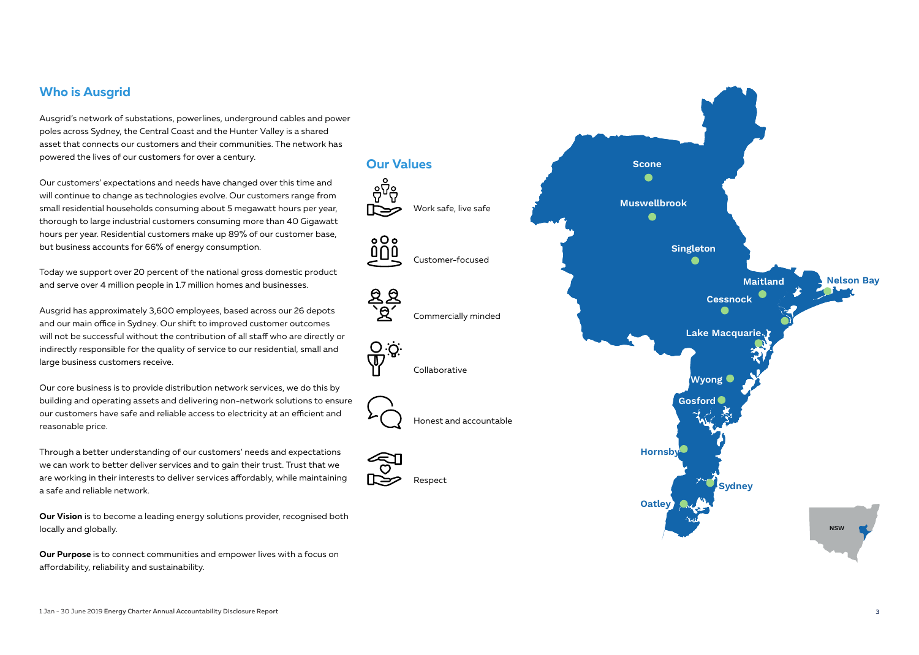## Who is Ausgrid

Ausgrid's network of substations, powerlines, underground cables and power poles across Sydney, the Central Coast and the Hunter Valley is a shared asset that connects our customers and their communities. The network has powered the lives of our customers for over a century.

Our customers' expectations and needs have changed over this time and will continue to change as technologies evolve. Our customers range from small residential households consuming about 5 megawatt hours per year, thorough to large industrial customers consuming more than 40 Gigawatt hours per year. Residential customers make up 89% of our customer base, but business accounts for 66% of energy consumption.

Today we support over 20 percent of the national gross domestic product and serve over 4 million people in 1.7 million homes and businesses.

Ausgrid has approximately 3,600 employees, based across our 26 depots and our main office in Sydney. Our shift to improved customer outcomes will not be successful without the contribution of all staff who are directly or indirectly responsible for the quality of service to our residential, small and large business customers receive.

Our core business is to provide distribution network services, we do this by building and operating assets and delivering non-network solutions to ensure our customers have safe and reliable access to electricity at an efficient and reasonable price.

Through a better understanding of our customers' needs and expectations we can work to better deliver services and to gain their trust. Trust that we are working in their interests to deliver services affordably, while maintaining a safe and reliable network.

**Our Vision** is to become a leading energy solutions provider, recognised both locally and globally.

**Our Purpose** is to connect communities and empower lives with a focus on affordability, reliability and sustainability.

## Our Values

- Work safe, live safe
- Customer-focused
- Commercially minded
- Collaborative
- Honest and accountable
- Respect

Scone, Muswellbrook, Singleton, Maitland, Nelson Bay, Cessnock, Lake Macquarie, Wyong, Gosford, Hornsby, Sydney, Oatley, NSW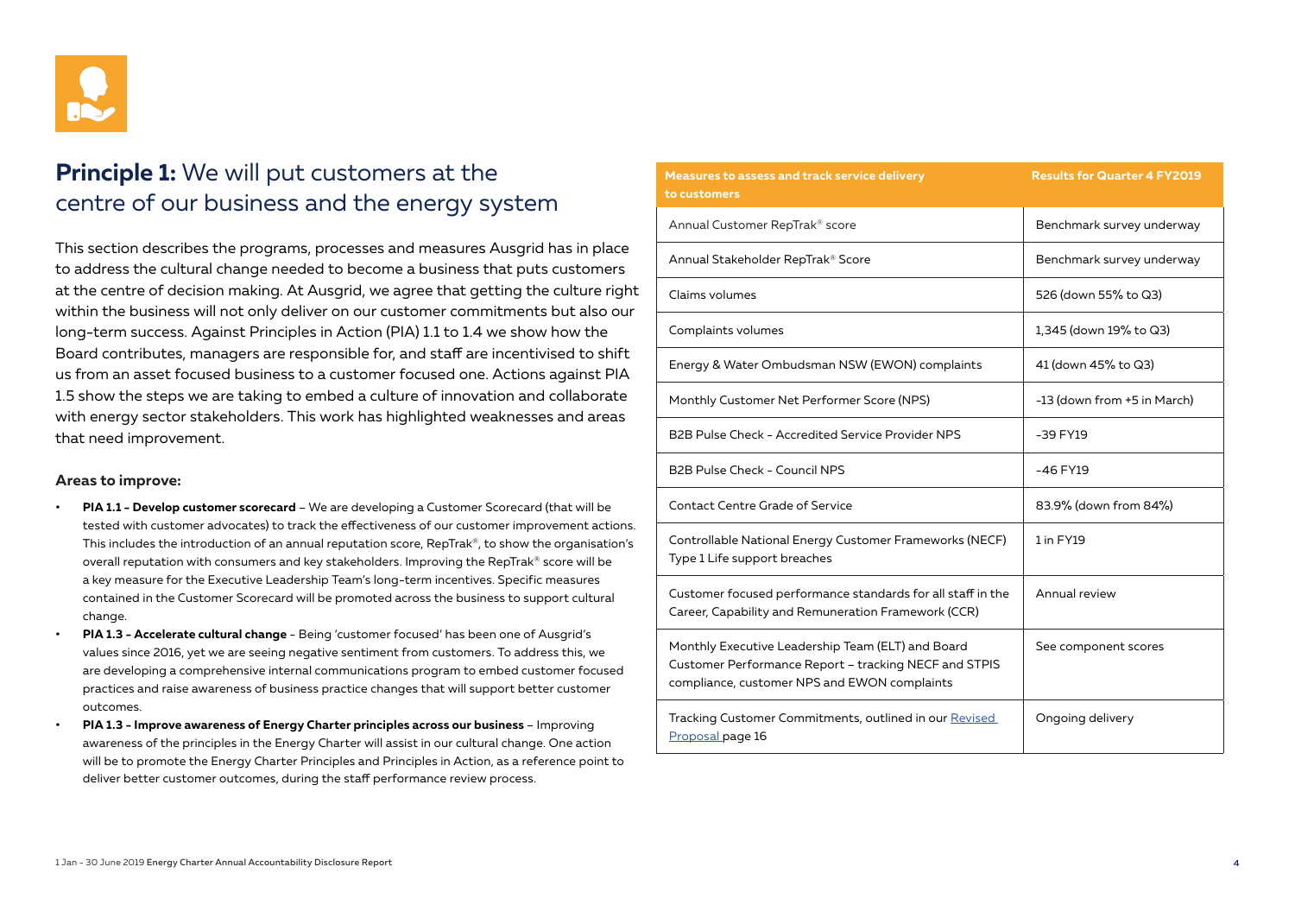## **Principle 1:** We will put customers at the centre of our business and the energy system

This section describes the programs, processes and measures Ausgrid has in place to address the cultural change needed to become a business that puts customers at the centre of decision making. At Ausgrid, we agree that getting the culture right within the business will not only deliver on our customer commitments but also our long-term success. Against Principles in Action (PIA) 1.1 to 1.4 we show how the Board contributes, managers are responsible for, and staff are incentivised to shift us from an asset focused business to a customer focused one. Actions against PIA 1.5 show the steps we are taking to embed a culture of innovation and collaborate with energy sector stakeholders. This work has highlighted weaknesses and areas that need improvement.

### Areas to improve:

- **PIA 1.1 - Develop customer scorecard** – We are developing a Customer Scorecard (that will be tested with customer advocates) to track the effectiveness of our customer improvement actions. This includes the introduction of an annual reputation score, RepTrak®, to show the organisation's overall reputation with consumers and key stakeholders. Improving the RepTrak® score will be a key measure for the Executive Leadership Team's long-term incentives. Specific measures contained in the Customer Scorecard will be promoted across the business to support cultural change.
- **PIA 1.3 - Accelerate cultural change** - Being 'customer focused' has been one of Ausgrid's values since 2016, yet we are seeing negative sentiment from customers. To address this, we are developing a comprehensive internal communications program to embed customer focused practices and raise awareness of business practice changes that will support better customer outcomes.
- **PIA 1.3 - Improve awareness of Energy Charter principles across our business** – Improving awareness of the principles in the Energy Charter will assist in our cultural change. One action will be to promote the Energy Charter Principles and Principles in Action, as a reference point to deliver better customer outcomes, during the staff performance review process.

| Measures to assess and track service delivery to customers | Results for Quarter 4 FY2019 |
|---|---|
| Annual Customer RepTrak® score | Benchmark survey underway |
| Annual Stakeholder RepTrak® Score | Benchmark survey underway |
| Claims volumes | 526 (down 55% to Q3) |
| Complaints volumes | 1,345 (down 19% to Q3) |
| Energy & Water Ombudsman NSW (EWON) complaints | 41 (down 45% to Q3) |
| Monthly Customer Net Performer Score (NPS) | -13 (down from +5 in March) |
| B2B Pulse Check - Accredited Service Provider NPS | -39 FY19 |
| B2B Pulse Check - Council NPS | -46 FY19 |
| Contact Centre Grade of Service | 83.9% (down from 84%) |
| Controllable National Energy Customer Frameworks (NECF) Type 1 Life support breaches | 1 in FY19 |
| Customer focused performance standards for all staff in the Career, Capability and Remuneration Framework (CCR) | Annual review |
| Monthly Executive Leadership Team (ELT) and Board Customer Performance Report – tracking NECF and STPIS compliance, customer NPS and EWON complaints | See component scores |
| Tracking Customer Commitments, outlined in our Revised Proposal page 16 | Ongoing delivery |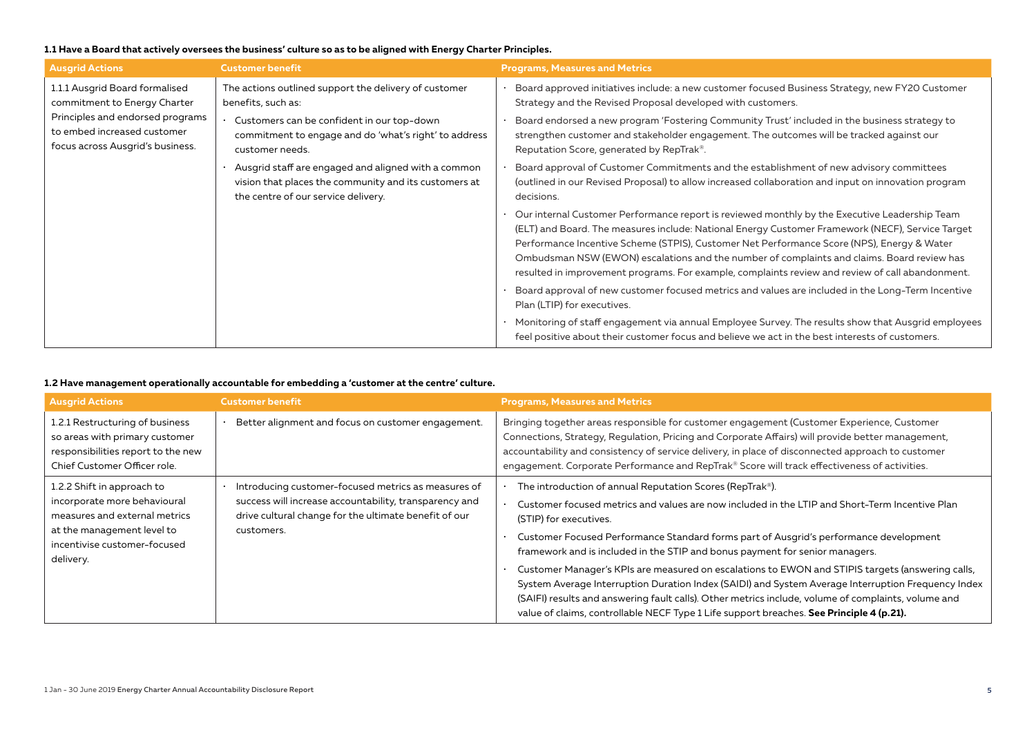### 1.1 Have a Board that actively oversees the business' culture so as to be aligned with Energy Charter Principles.

| Ausgrid Actions | Customer benefit | Programs, Measures and Metrics |
|---|---|---|
| 1.1.1 Ausgrid Board formalised commitment to Energy Charter Principles and endorsed programs to embed increased customer focus across Ausgrid's business. | The actions outlined support the delivery of customer benefits, such as:<br>• Customers can be confident in our top-down commitment to engage and do 'what's right' to address customer needs.<br>• Ausgrid staff are engaged and aligned with a common vision that places the community and its customers at the centre of our service delivery. | • Board approved initiatives include: a new customer focused Business Strategy, new FY20 Customer Strategy and the Revised Proposal developed with customers.<br>• Board endorsed a new program 'Fostering Community Trust' included in the business strategy to strengthen customer and stakeholder engagement. The outcomes will be tracked against our Reputation Score, generated by RepTrak®.<br>• Board approval of Customer Commitments and the establishment of new advisory committees (outlined in our Revised Proposal) to allow increased collaboration and input on innovation program decisions.<br>• Our internal Customer Performance report is reviewed monthly by the Executive Leadership Team (ELT) and Board. The measures include: National Energy Customer Framework (NECF), Service Target Performance Incentive Scheme (STPIS), Customer Net Performance Score (NPS), Energy & Water Ombudsman NSW (EWON) escalations and the number of complaints and claims. Board review has resulted in improvement programs. For example, complaints review and review of call abandonment.<br>• Board approval of new customer focused metrics and values are included in the Long-Term Incentive Plan (LTIP) for executives.<br>• Monitoring of staff engagement via annual Employee Survey. The results show that Ausgrid employees feel positive about their customer focus and believe we act in the best interests of customers. |

### 1.2 Have management operationally accountable for embedding a 'customer at the centre' culture.

| Ausgrid Actions | Customer benefit | Programs, Measures and Metrics |
|---|---|---|
| 1.2.1 Restructuring of business so areas with primary customer responsibilities report to the new Chief Customer Officer role. | • Better alignment and focus on customer engagement. | Bringing together areas responsible for customer engagement (Customer Experience, Customer Connections, Strategy, Regulation, Pricing and Corporate Affairs) will provide better management, accountability and consistency of service delivery, in place of disconnected approach to customer engagement. Corporate Performance and RepTrak® Score will track effectiveness of activities. |
| 1.2.2 Shift in approach to incorporate more behavioural measures and external metrics at the management level to incentivise customer-focused delivery. | • Introducing customer-focused metrics as measures of success will increase accountability, transparency and drive cultural change for the ultimate benefit of our customers. | • The introduction of annual Reputation Scores (RepTrak®).<br>• Customer focused metrics and values are now included in the LTIP and Short-Term Incentive Plan (STIP) for executives.<br>• Customer Focused Performance Standard forms part of Ausgrid's performance development framework and is included in the STIP and bonus payment for senior managers.<br>• Customer Manager's KPIs are measured on escalations to EWON and STIPIS targets (answering calls, System Average Interruption Duration Index (SAIDI) and System Average Interruption Frequency Index (SAIFI) results and answering fault calls). Other metrics include, volume of complaints, volume and value of claims, controllable NECF Type 1 Life support breaches. **See Principle 4 (p.21).** |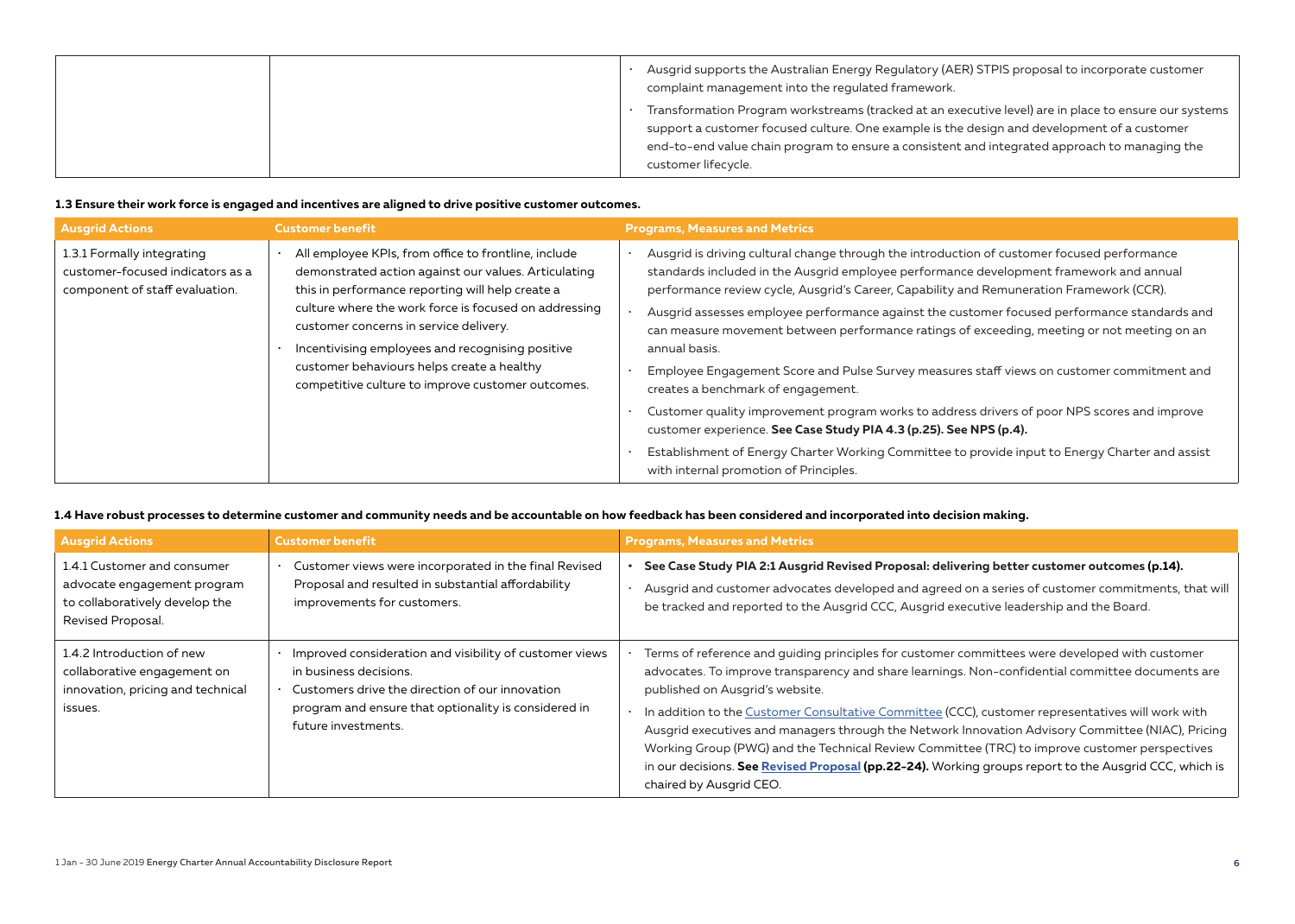| | | • Ausgrid supports the Australian Energy Regulatory (AER) STPIS proposal to incorporate customer complaint management into the regulated framework.<br>• Transformation Program workstreams (tracked at an executive level) are in place to ensure our systems support a customer focused culture. One example is the design and development of a customer end-to-end value chain program to ensure a consistent and integrated approach to managing the customer lifecycle. |
|---|---|---|

**1.3 Ensure their work force is engaged and incentives are aligned to drive positive customer outcomes.**

| Ausgrid Actions | Customer benefit | Programs, Measures and Metrics |
|---|---|---|
| 1.3.1 Formally integrating customer-focused indicators as a component of staff evaluation. | • All employee KPIs, from office to frontline, include demonstrated action against our values. Articulating this in performance reporting will help create a culture where the work force is focused on addressing customer concerns in service delivery.<br>• Incentivising employees and recognising positive customer behaviours helps create a healthy competitive culture to improve customer outcomes. | • Ausgrid is driving cultural change through the introduction of customer focused performance standards included in the Ausgrid employee performance development framework and annual performance review cycle, Ausgrid's Career, Capability and Remuneration Framework (CCR).<br>• Ausgrid assesses employee performance against the customer focused performance standards and can measure movement between performance ratings of exceeding, meeting or not meeting on an annual basis.<br>• Employee Engagement Score and Pulse Survey measures staff views on customer commitment and creates a benchmark of engagement.<br>• Customer quality improvement program works to address drivers of poor NPS scores and improve customer experience. **See Case Study PIA 4.3 (p.25). See NPS (p.4).**<br>• Establishment of Energy Charter Working Committee to provide input to Energy Charter and assist with internal promotion of Principles. |

**1.4 Have robust processes to determine customer and community needs and be accountable on how feedback has been considered and incorporated into decision making.**

| Ausgrid Actions | Customer benefit | Programs, Measures and Metrics |
|---|---|---|
| 1.4.1 Customer and consumer advocate engagement program to collaboratively develop the Revised Proposal. | • Customer views were incorporated in the final Revised Proposal and resulted in substantial affordability improvements for customers. | • **See Case Study PIA 2:1 Ausgrid Revised Proposal: delivering better customer outcomes (p.14).**<br>• Ausgrid and customer advocates developed and agreed on a series of customer commitments, that will be tracked and reported to the Ausgrid CCC, Ausgrid executive leadership and the Board. |
| 1.4.2 Introduction of new collaborative engagement on innovation, pricing and technical issues. | • Improved consideration and visibility of customer views in business decisions.<br>• Customers drive the direction of our innovation program and ensure that optionality is considered in future investments. | • Terms of reference and guiding principles for customer committees were developed with customer advocates. To improve transparency and share learnings. Non-confidential committee documents are published on Ausgrid's website.<br>• In addition to the Customer Consultative Committee (CCC), customer representatives will work with Ausgrid executives and managers through the Network Innovation Advisory Committee (NIAC), Pricing Working Group (PWG) and the Technical Review Committee (TRC) to improve customer perspectives in our decisions. **See Revised Proposal (pp.22-24).** Working groups report to the Ausgrid CCC, which is chaired by Ausgrid CEO. |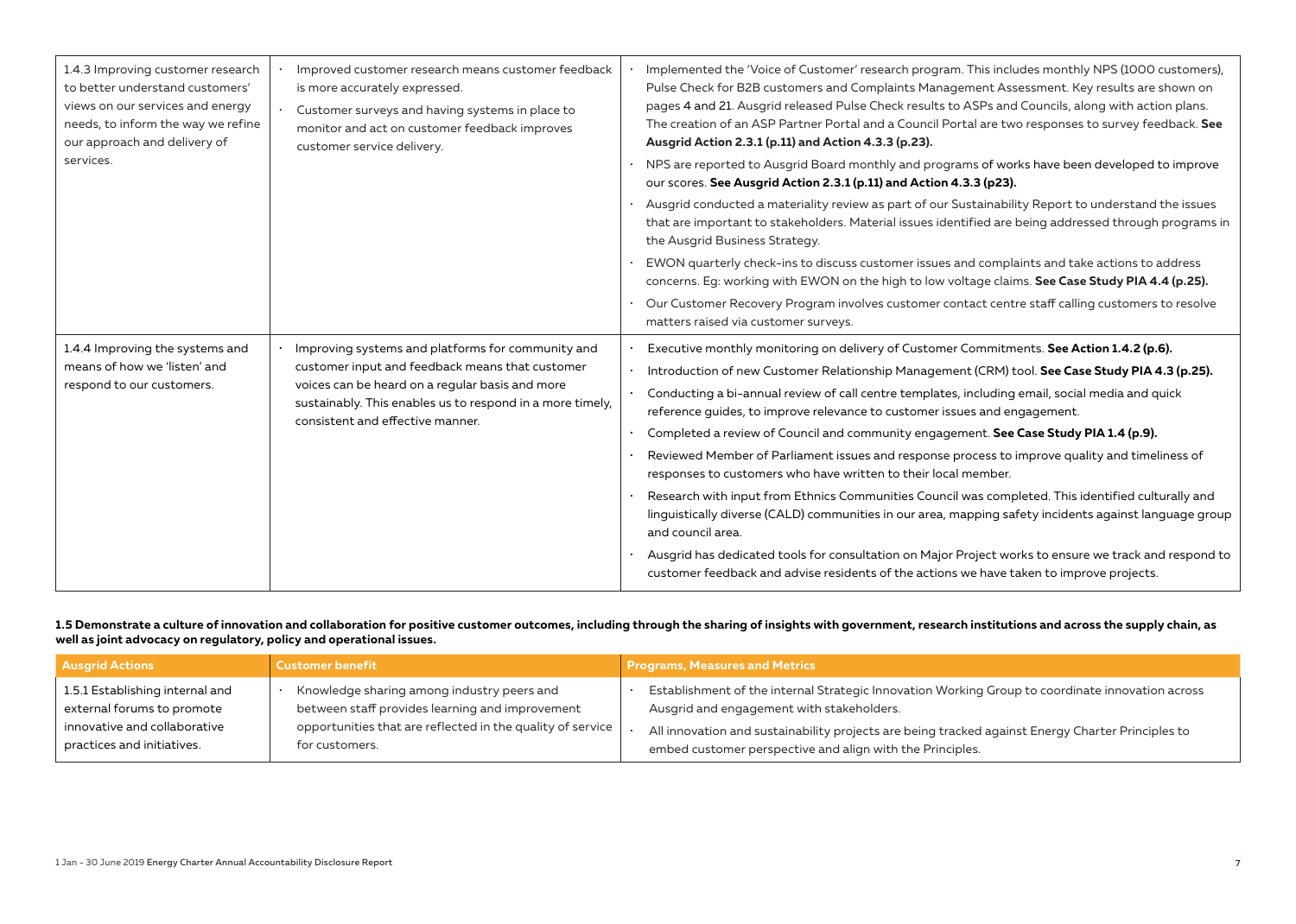| | | |
|---|---|---|
| 1.4.3 Improving customer research to better understand customers' views on our services and energy needs, to inform the way we refine our approach and delivery of services. | • Improved customer research means customer feedback is more accurately expressed.<br>• Customer surveys and having systems in place to monitor and act on customer feedback improves customer service delivery. | • Implemented the 'Voice of Customer' research program. This includes monthly NPS (1000 customers), Pulse Check for B2B customers and Complaints Management Assessment. Key results are shown on pages 4 and 21. Ausgrid released Pulse Check results to ASPs and Councils, along with action plans. The creation of an ASP Partner Portal and a Council Portal are two responses to survey feedback. **See Ausgrid Action 2.3.1 (p.11) and Action 4.3.3 (p.23).**<br>• NPS are reported to Ausgrid Board monthly and programs of works have been developed to improve our scores. **See Ausgrid Action 2.3.1 (p.11) and Action 4.3.3 (p23).**<br>• Ausgrid conducted a materiality review as part of our Sustainability Report to understand the issues that are important to stakeholders. Material issues identified are being addressed through programs in the Ausgrid Business Strategy.<br>• EWON quarterly check-ins to discuss customer issues and complaints and take actions to address concerns. Eg: working with EWON on the high to low voltage claims. **See Case Study PIA 4.4 (p.25).**<br>• Our Customer Recovery Program involves customer contact centre staff calling customers to resolve matters raised via customer surveys. |
| 1.4.4 Improving the systems and means of how we 'listen' and respond to our customers. | • Improving systems and platforms for community and customer input and feedback means that customer voices can be heard on a regular basis and more sustainably. This enables us to respond in a more timely, consistent and effective manner. | • Executive monthly monitoring on delivery of Customer Commitments. **See Action 1.4.2 (p.6).**<br>• Introduction of new Customer Relationship Management (CRM) tool. **See Case Study PIA 4.3 (p.25).**<br>• Conducting a bi-annual review of call centre templates, including email, social media and quick reference guides, to improve relevance to customer issues and engagement.<br>• Completed a review of Council and community engagement. **See Case Study PIA 1.4 (p.9).**<br>• Reviewed Member of Parliament issues and response process to improve quality and timeliness of responses to customers who have written to their local member.<br>• Research with input from Ethnics Communities Council was completed. This identified culturally and linguistically diverse (CALD) communities in our area, mapping safety incidents against language group and council area.<br>• Ausgrid has dedicated tools for consultation on Major Project works to ensure we track and respond to customer feedback and advise residents of the actions we have taken to improve projects. |

**1.5 Demonstrate a culture of innovation and collaboration for positive customer outcomes, including through the sharing of insights with government, research institutions and across the supply chain, as well as joint advocacy on regulatory, policy and operational issues.**

| Ausgrid Actions | Customer benefit | Programs, Measures and Metrics |
|---|---|---|
| 1.5.1 Establishing internal and external forums to promote innovative and collaborative practices and initiatives. | • Knowledge sharing among industry peers and between staff provides learning and improvement opportunities that are reflected in the quality of service for customers. | • Establishment of the internal Strategic Innovation Working Group to coordinate innovation across Ausgrid and engagement with stakeholders.<br>• All innovation and sustainability projects are being tracked against Energy Charter Principles to embed customer perspective and align with the Principles. |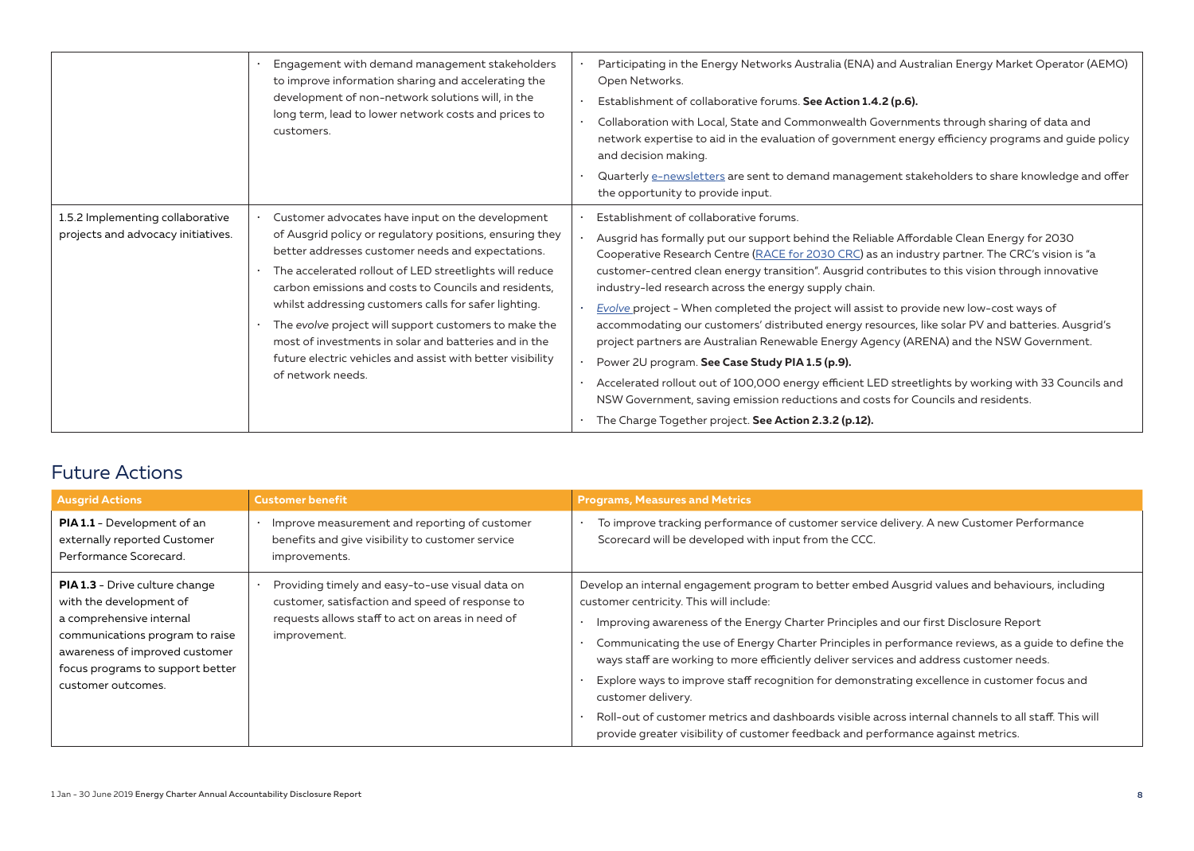| | | |
|---|---|---|
| | • Engagement with demand management stakeholders to improve information sharing and accelerating the development of non-network solutions will, in the long term, lead to lower network costs and prices to customers. | • Participating in the Energy Networks Australia (ENA) and Australian Energy Market Operator (AEMO) Open Networks.<br>• Establishment of collaborative forums. **See Action 1.4.2 (p.6).**<br>• Collaboration with Local, State and Commonwealth Governments through sharing of data and network expertise to aid in the evaluation of government energy efficiency programs and guide policy and decision making.<br>• Quarterly e-newsletters are sent to demand management stakeholders to share knowledge and offer the opportunity to provide input. |
| 1.5.2 Implementing collaborative projects and advocacy initiatives. | • Customer advocates have input on the development of Ausgrid policy or regulatory positions, ensuring they better addresses customer needs and expectations.<br>• The accelerated rollout of LED streetlights will reduce carbon emissions and costs to Councils and residents, whilst addressing customers calls for safer lighting.<br>• The *evolve* project will support customers to make the most of investments in solar and batteries and in the future electric vehicles and assist with better visibility of network needs. | • Establishment of collaborative forums.<br>• Ausgrid has formally put our support behind the Reliable Affordable Clean Energy for 2030 Cooperative Research Centre (RACE for 2030 CRC) as an industry partner. The CRC's vision is "a customer-centred clean energy transition". Ausgrid contributes to this vision through innovative industry-led research across the energy supply chain.<br>• *Evolve* project - When completed the project will assist to provide new low-cost ways of accommodating our customers' distributed energy resources, like solar PV and batteries. Ausgrid's project partners are Australian Renewable Energy Agency (ARENA) and the NSW Government.<br>• Power 2U program. **See Case Study PIA 1.5 (p.9).**<br>• Accelerated rollout out of 100,000 energy efficient LED streetlights by working with 33 Councils and NSW Government, saving emission reductions and costs for Councils and residents.<br>• The Charge Together project. **See Action 2.3.2 (p.12).** |

## Future Actions

| Ausgrid Actions | Customer benefit | Programs, Measures and Metrics |
|---|---|---|
| **PIA 1.1** - Development of an externally reported Customer Performance Scorecard. | • Improve measurement and reporting of customer benefits and give visibility to customer service improvements. | • To improve tracking performance of customer service delivery. A new Customer Performance Scorecard will be developed with input from the CCC. |
| **PIA 1.3** - Drive culture change with the development of a comprehensive internal communications program to raise awareness of improved customer focus programs to support better customer outcomes. | • Providing timely and easy-to-use visual data on customer, satisfaction and speed of response to requests allows staff to act on areas in need of improvement. | Develop an internal engagement program to better embed Ausgrid values and behaviours, including customer centricity. This will include:<br>• Improving awareness of the Energy Charter Principles and our first Disclosure Report<br>• Communicating the use of Energy Charter Principles in performance reviews, as a guide to define the ways staff are working to more efficiently deliver services and address customer needs.<br>• Explore ways to improve staff recognition for demonstrating excellence in customer focus and customer delivery.<br>• Roll-out of customer metrics and dashboards visible across internal channels to all staff. This will provide greater visibility of customer feedback and performance against metrics. |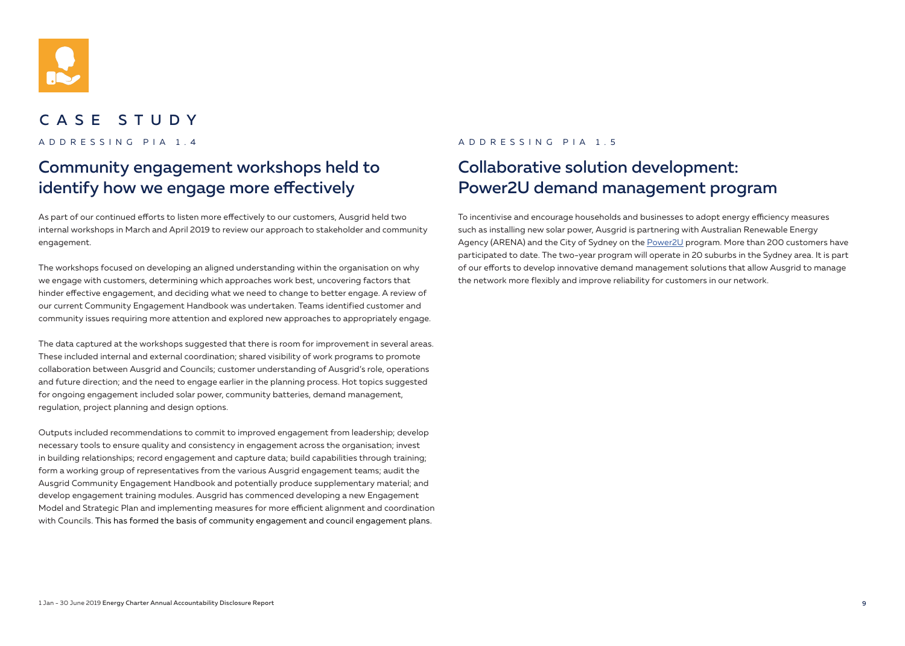# CASE STUDY

ADDRESSING PIA 1.4

## Community engagement workshops held to identify how we engage more effectively

As part of our continued efforts to listen more effectively to our customers, Ausgrid held two internal workshops in March and April 2019 to review our approach to stakeholder and community engagement.

The workshops focused on developing an aligned understanding within the organisation on why we engage with customers, determining which approaches work best, uncovering factors that hinder effective engagement, and deciding what we need to change to better engage. A review of our current Community Engagement Handbook was undertaken. Teams identified customer and community issues requiring more attention and explored new approaches to appropriately engage.

The data captured at the workshops suggested that there is room for improvement in several areas. These included internal and external coordination; shared visibility of work programs to promote collaboration between Ausgrid and Councils; customer understanding of Ausgrid's role, operations and future direction; and the need to engage earlier in the planning process. Hot topics suggested for ongoing engagement included solar power, community batteries, demand management, regulation, project planning and design options.

Outputs included recommendations to commit to improved engagement from leadership; develop necessary tools to ensure quality and consistency in engagement across the organisation; invest in building relationships; record engagement and capture data; build capabilities through training; form a working group of representatives from the various Ausgrid engagement teams; audit the Ausgrid Community Engagement Handbook and potentially produce supplementary material; and develop engagement training modules. Ausgrid has commenced developing a new Engagement Model and Strategic Plan and implementing measures for more efficient alignment and coordination with Councils. This has formed the basis of community engagement and council engagement plans.

ADDRESSING PIA 1.5

## Collaborative solution development: Power2U demand management program

To incentivise and encourage households and businesses to adopt energy efficiency measures such as installing new solar power, Ausgrid is partnering with Australian Renewable Energy Agency (ARENA) and the City of Sydney on the Power2U program. More than 200 customers have participated to date. The two-year program will operate in 20 suburbs in the Sydney area. It is part of our efforts to develop innovative demand management solutions that allow Ausgrid to manage the network more flexibly and improve reliability for customers in our network.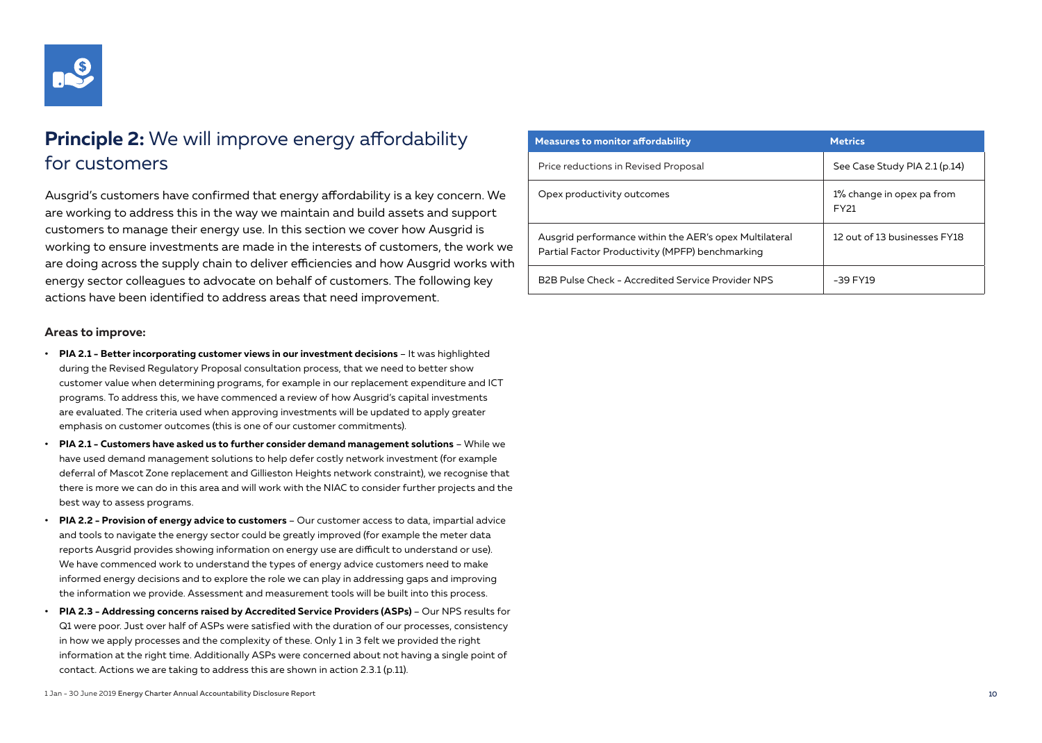## **Principle 2:** We will improve energy affordability for customers

Ausgrid's customers have confirmed that energy affordability is a key concern. We are working to address this in the way we maintain and build assets and support customers to manage their energy use. In this section we cover how Ausgrid is working to ensure investments are made in the interests of customers, the work we are doing across the supply chain to deliver efficiencies and how Ausgrid works with energy sector colleagues to advocate on behalf of customers. The following key actions have been identified to address areas that need improvement.

### Areas to improve:

- **PIA 2.1 - Better incorporating customer views in our investment decisions** – It was highlighted during the Revised Regulatory Proposal consultation process, that we need to better show customer value when determining programs, for example in our replacement expenditure and ICT programs. To address this, we have commenced a review of how Ausgrid's capital investments are evaluated. The criteria used when approving investments will be updated to apply greater emphasis on customer outcomes (this is one of our customer commitments).
- **PIA 2.1 - Customers have asked us to further consider demand management solutions** – While we have used demand management solutions to help defer costly network investment (for example deferral of Mascot Zone replacement and Gillieston Heights network constraint), we recognise that there is more we can do in this area and will work with the NIAC to consider further projects and the best way to assess programs.
- **PIA 2.2 - Provision of energy advice to customers** – Our customer access to data, impartial advice and tools to navigate the energy sector could be greatly improved (for example the meter data reports Ausgrid provides showing information on energy use are difficult to understand or use). We have commenced work to understand the types of energy advice customers need to make informed energy decisions and to explore the role we can play in addressing gaps and improving the information we provide. Assessment and measurement tools will be built into this process.
- **PIA 2.3 - Addressing concerns raised by Accredited Service Providers (ASPs)** – Our NPS results for Q1 were poor. Just over half of ASPs were satisfied with the duration of our processes, consistency in how we apply processes and the complexity of these. Only 1 in 3 felt we provided the right information at the right time. Additionally ASPs were concerned about not having a single point of contact. Actions we are taking to address this are shown in action 2.3.1 (p.11).

| Measures to monitor affordability | Metrics |
| --- | --- |
| Price reductions in Revised Proposal | See Case Study PIA 2.1 (p.14) |
| Opex productivity outcomes | 1% change in opex pa from FY21 |
| Ausgrid performance within the AER's opex Multilateral Partial Factor Productivity (MPFP) benchmarking | 12 out of 13 businesses FY18 |
| B2B Pulse Check - Accredited Service Provider NPS | -39 FY19 |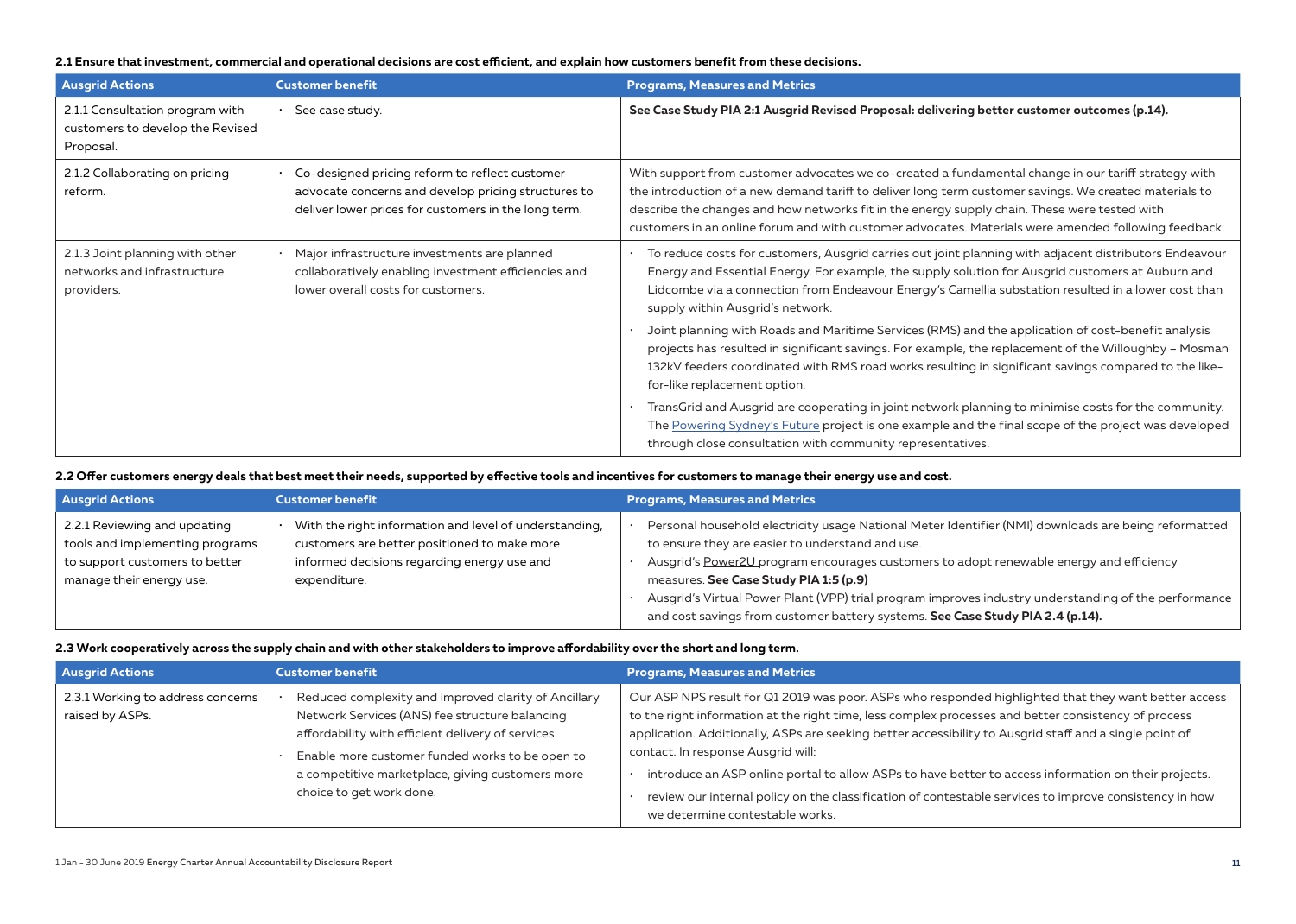**2.1 Ensure that investment, commercial and operational decisions are cost efficient, and explain how customers benefit from these decisions.**

| Ausgrid Actions | Customer benefit | Programs, Measures and Metrics |
|---|---|---|
| 2.1.1 Consultation program with customers to develop the Revised Proposal. | • See case study. | **See Case Study PIA 2:1 Ausgrid Revised Proposal: delivering better customer outcomes (p.14).** |
| 2.1.2 Collaborating on pricing reform. | • Co-designed pricing reform to reflect customer advocate concerns and develop pricing structures to deliver lower prices for customers in the long term. | With support from customer advocates we co-created a fundamental change in our tariff strategy with the introduction of a new demand tariff to deliver long term customer savings. We created materials to describe the changes and how networks fit in the energy supply chain. These were tested with customers in an online forum and with customer advocates. Materials were amended following feedback. |
| 2.1.3 Joint planning with other networks and infrastructure providers. | • Major infrastructure investments are planned collaboratively enabling investment efficiencies and lower overall costs for customers. | • To reduce costs for customers, Ausgrid carries out joint planning with adjacent distributors Endeavour Energy and Essential Energy. For example, the supply solution for Ausgrid customers at Auburn and Lidcombe via a connection from Endeavour Energy's Camellia substation resulted in a lower cost than supply within Ausgrid's network.<br>• Joint planning with Roads and Maritime Services (RMS) and the application of cost-benefit analysis projects has resulted in significant savings. For example, the replacement of the Willoughby – Mosman 132kV feeders coordinated with RMS road works resulting in significant savings compared to the like-for-like replacement option.<br>• TransGrid and Ausgrid are cooperating in joint network planning to minimise costs for the community. The Powering Sydney's Future project is one example and the final scope of the project was developed through close consultation with community representatives. |

**2.2 Offer customers energy deals that best meet their needs, supported by effective tools and incentives for customers to manage their energy use and cost.**

| Ausgrid Actions | Customer benefit | Programs, Measures and Metrics |
|---|---|---|
| 2.2.1 Reviewing and updating tools and implementing programs to support customers to better manage their energy use. | • With the right information and level of understanding, customers are better positioned to make more informed decisions regarding energy use and expenditure. | • Personal household electricity usage National Meter Identifier (NMI) downloads are being reformatted to ensure they are easier to understand and use.<br>• Ausgrid's Power2U program encourages customers to adopt renewable energy and efficiency measures. **See Case Study PIA 1:5 (p.9)**<br>• Ausgrid's Virtual Power Plant (VPP) trial program improves industry understanding of the performance and cost savings from customer battery systems. **See Case Study PIA 2.4 (p.14).** |

**2.3 Work cooperatively across the supply chain and with other stakeholders to improve affordability over the short and long term.**

| Ausgrid Actions | Customer benefit | Programs, Measures and Metrics |
|---|---|---|
| 2.3.1 Working to address concerns raised by ASPs. | • Reduced complexity and improved clarity of Ancillary Network Services (ANS) fee structure balancing affordability with efficient delivery of services.<br>• Enable more customer funded works to be open to a competitive marketplace, giving customers more choice to get work done. | Our ASP NPS result for Q1 2019 was poor. ASPs who responded highlighted that they want better access to the right information at the right time, less complex processes and better consistency of process application. Additionally, ASPs are seeking better accessibility to Ausgrid staff and a single point of contact. In response Ausgrid will:<br>• introduce an ASP online portal to allow ASPs to have better to access information on their projects.<br>• review our internal policy on the classification of contestable services to improve consistency in how we determine contestable works. |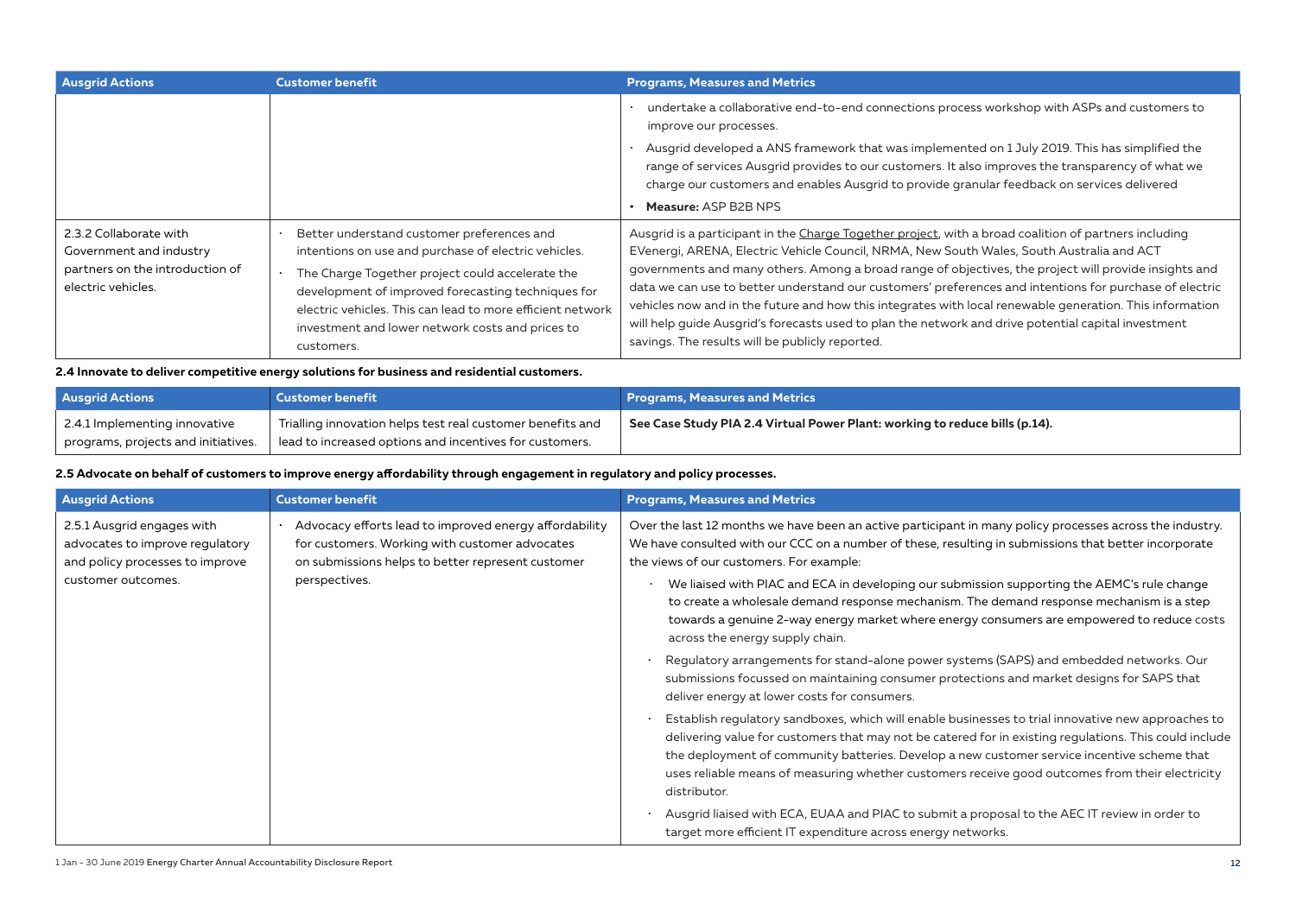| Ausgrid Actions | Customer benefit | Programs, Measures and Metrics |
|---|---|---|
| | | • undertake a collaborative end-to-end connections process workshop with ASPs and customers to improve our processes.<br>• Ausgrid developed a ANS framework that was implemented on 1 July 2019. This has simplified the range of services Ausgrid provides to our customers. It also improves the transparency of what we charge our customers and enables Ausgrid to provide granular feedback on services delivered<br>• **Measure:** ASP B2B NPS |
| 2.3.2 Collaborate with Government and industry partners on the introduction of electric vehicles. | • Better understand customer preferences and intentions on use and purchase of electric vehicles.<br>• The Charge Together project could accelerate the development of improved forecasting techniques for electric vehicles. This can lead to more efficient network investment and lower network costs and prices to customers. | Ausgrid is a participant in the Charge Together project, with a broad coalition of partners including EVenergi, ARENA, Electric Vehicle Council, NRMA, New South Wales, South Australia and ACT governments and many others. Among a broad range of objectives, the project will provide insights and data we can use to better understand our customers' preferences and intentions for purchase of electric vehicles now and in the future and how this integrates with local renewable generation. This information will help guide Ausgrid's forecasts used to plan the network and drive potential capital investment savings. The results will be publicly reported. |

**2.4 Innovate to deliver competitive energy solutions for business and residential customers.**

| Ausgrid Actions | Customer benefit | Programs, Measures and Metrics |
|---|---|---|
| 2.4.1 Implementing innovative programs, projects and initiatives. | Trialling innovation helps test real customer benefits and lead to increased options and incentives for customers. | **See Case Study PIA 2.4 Virtual Power Plant: working to reduce bills (p.14).** |

**2.5 Advocate on behalf of customers to improve energy affordability through engagement in regulatory and policy processes.**

| Ausgrid Actions | Customer benefit | Programs, Measures and Metrics |
|---|---|---|
| 2.5.1 Ausgrid engages with advocates to improve regulatory and policy processes to improve customer outcomes. | • Advocacy efforts lead to improved energy affordability for customers. Working with customer advocates on submissions helps to better represent customer perspectives. | Over the last 12 months we have been an active participant in many policy processes across the industry. We have consulted with our CCC on a number of these, resulting in submissions that better incorporate the views of our customers. For example:<br>• We liaised with PIAC and ECA in developing our submission supporting the AEMC's rule change to create a wholesale demand response mechanism. The demand response mechanism is a step towards a genuine 2-way energy market where energy consumers are empowered to reduce costs across the energy supply chain.<br>• Regulatory arrangements for stand-alone power systems (SAPS) and embedded networks. Our submissions focussed on maintaining consumer protections and market designs for SAPS that deliver energy at lower costs for consumers.<br>• Establish regulatory sandboxes, which will enable businesses to trial innovative new approaches to delivering value for customers that may not be catered for in existing regulations. This could include the deployment of community batteries. Develop a new customer service incentive scheme that uses reliable means of measuring whether customers receive good outcomes from their electricity distributor.<br>• Ausgrid liaised with ECA, EUAA and PIAC to submit a proposal to the AEC IT review in order to target more efficient IT expenditure across energy networks. |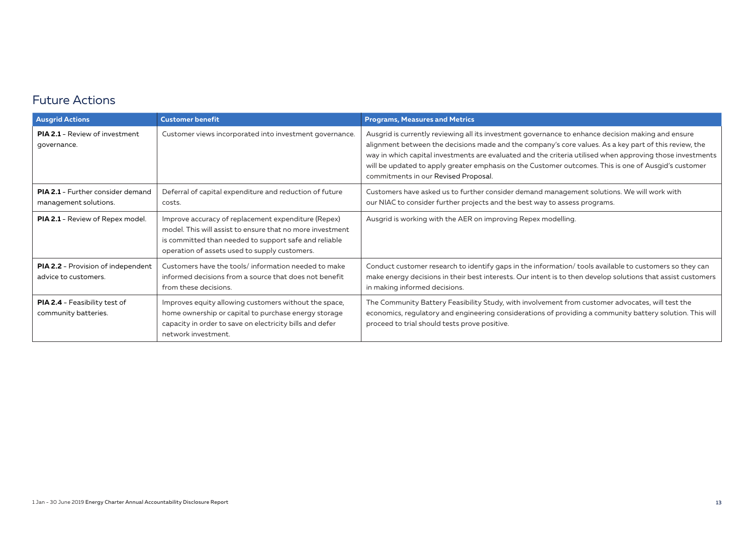## Future Actions

| Ausgrid Actions | Customer benefit | Programs, Measures and Metrics |
|---|---|---|
| **PIA 2.1** - Review of investment governance. | Customer views incorporated into investment governance. | Ausgrid is currently reviewing all its investment governance to enhance decision making and ensure alignment between the decisions made and the company's core values. As a key part of this review, the way in which capital investments are evaluated and the criteria utilised when approving those investments will be updated to apply greater emphasis on the Customer outcomes. This is one of Ausgid's customer commitments in our Revised Proposal. |
| **PIA 2.1** - Further consider demand management solutions. | Deferral of capital expenditure and reduction of future costs. | Customers have asked us to further consider demand management solutions. We will work with our NIAC to consider further projects and the best way to assess programs. |
| **PIA 2.1** - Review of Repex model. | Improve accuracy of replacement expenditure (Repex) model. This will assist to ensure that no more investment is committed than needed to support safe and reliable operation of assets used to supply customers. | Ausgrid is working with the AER on improving Repex modelling. |
| **PIA 2.2** - Provision of independent advice to customers. | Customers have the tools/ information needed to make informed decisions from a source that does not benefit from these decisions. | Conduct customer research to identify gaps in the information/ tools available to customers so they can make energy decisions in their best interests. Our intent is to then develop solutions that assist customers in making informed decisions. |
| **PIA 2.4** - Feasibility test of community batteries. | Improves equity allowing customers without the space, home ownership or capital to purchase energy storage capacity in order to save on electricity bills and defer network investment. | The Community Battery Feasibility Study, with involvement from customer advocates, will test the economics, regulatory and engineering considerations of providing a community battery solution. This will proceed to trial should tests prove positive. |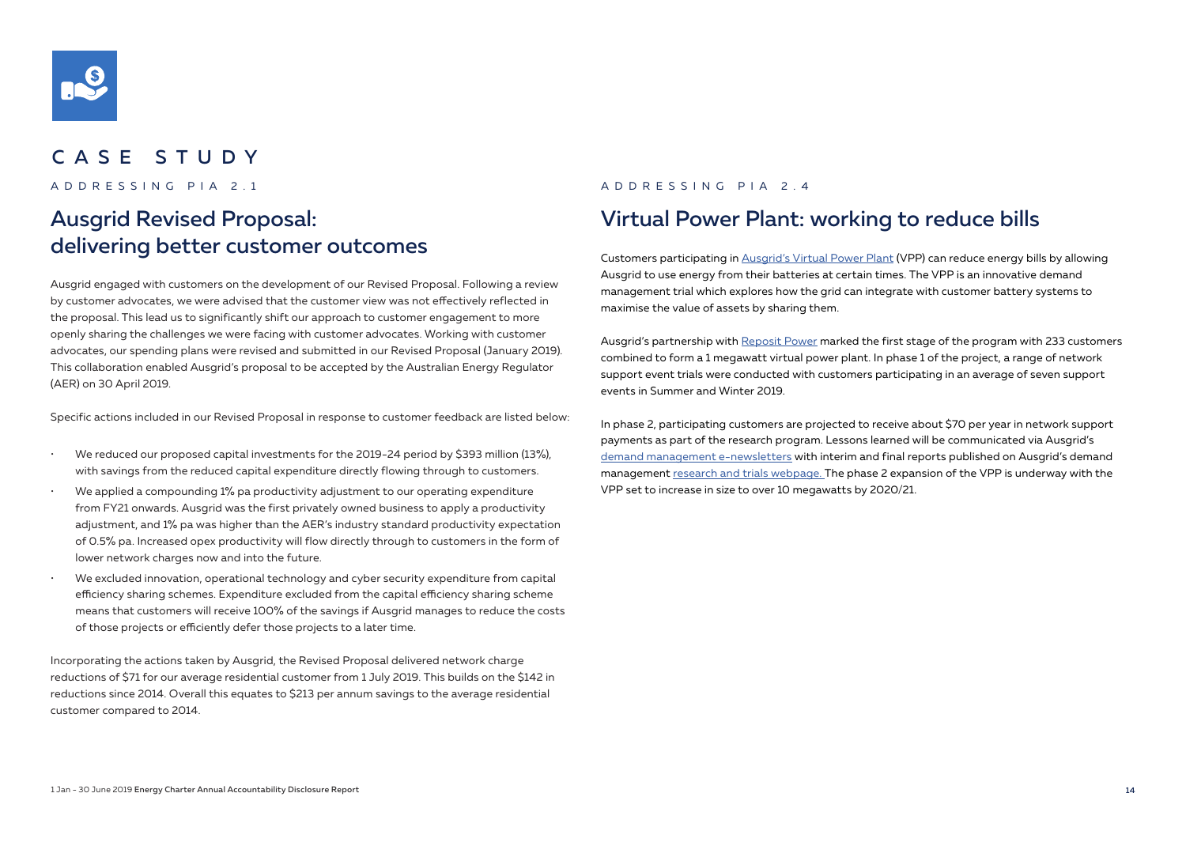# CASE STUDY

ADDRESSING PIA 2.1

## Ausgrid Revised Proposal: delivering better customer outcomes

Ausgrid engaged with customers on the development of our Revised Proposal. Following a review by customer advocates, we were advised that the customer view was not effectively reflected in the proposal. This lead us to significantly shift our approach to customer engagement to more openly sharing the challenges we were facing with customer advocates. Working with customer advocates, our spending plans were revised and submitted in our Revised Proposal (January 2019). This collaboration enabled Ausgrid's proposal to be accepted by the Australian Energy Regulator (AER) on 30 April 2019.

Specific actions included in our Revised Proposal in response to customer feedback are listed below:

- We reduced our proposed capital investments for the 2019-24 period by $393 million (13%), with savings from the reduced capital expenditure directly flowing through to customers.
- We applied a compounding 1% pa productivity adjustment to our operating expenditure from FY21 onwards. Ausgrid was the first privately owned business to apply a productivity adjustment, and 1% pa was higher than the AER's industry standard productivity expectation of 0.5% pa. Increased opex productivity will flow directly through to customers in the form of lower network charges now and into the future.
- We excluded innovation, operational technology and cyber security expenditure from capital efficiency sharing schemes. Expenditure excluded from the capital efficiency sharing scheme means that customers will receive 100% of the savings if Ausgrid manages to reduce the costs of those projects or efficiently defer those projects to a later time.

Incorporating the actions taken by Ausgrid, the Revised Proposal delivered network charge reductions of $71 for our average residential customer from 1 July 2019. This builds on the $142 in reductions since 2014. Overall this equates to $213 per annum savings to the average residential customer compared to 2014.

ADDRESSING PIA 2.4

## Virtual Power Plant: working to reduce bills

Customers participating in Ausgrid's Virtual Power Plant (VPP) can reduce energy bills by allowing Ausgrid to use energy from their batteries at certain times. The VPP is an innovative demand management trial which explores how the grid can integrate with customer battery systems to maximise the value of assets by sharing them.

Ausgrid's partnership with Reposit Power marked the first stage of the program with 233 customers combined to form a 1 megawatt virtual power plant. In phase 1 of the project, a range of network support event trials were conducted with customers participating in an average of seven support events in Summer and Winter 2019.

In phase 2, participating customers are projected to receive about $70 per year in network support payments as part of the research program. Lessons learned will be communicated via Ausgrid's demand management e-newsletters with interim and final reports published on Ausgrid's demand management research and trials webpage. The phase 2 expansion of the VPP is underway with the VPP set to increase in size to over 10 megawatts by 2020/21.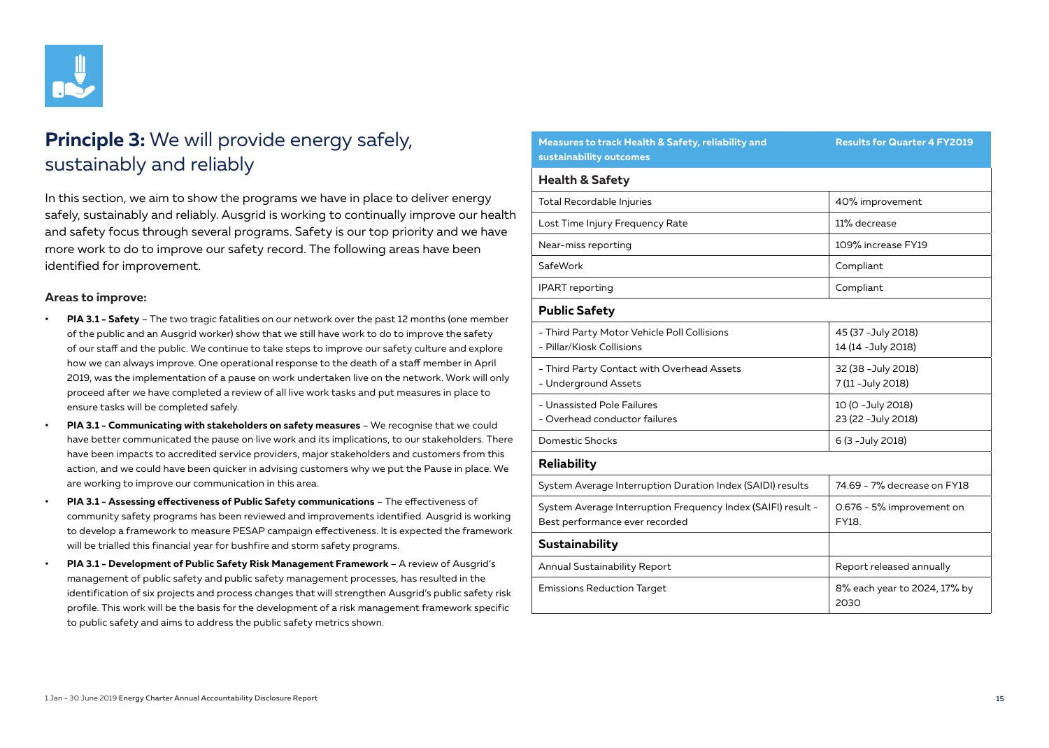## **Principle 3:** We will provide energy safely, sustainably and reliably

In this section, we aim to show the programs we have in place to deliver energy safely, sustainably and reliably. Ausgrid is working to continually improve our health and safety focus through several programs. Safety is our top priority and we have more work to do to improve our safety record. The following areas have been identified for improvement.

### Areas to improve:

- **PIA 3.1 - Safety** – The two tragic fatalities on our network over the past 12 months (one member of the public and an Ausgrid worker) show that we still have work to do to improve the safety of our staff and the public. We continue to take steps to improve our safety culture and explore how we can always improve. One operational response to the death of a staff member in April 2019, was the implementation of a pause on work undertaken live on the network. Work will only proceed after we have completed a review of all live work tasks and put measures in place to ensure tasks will be completed safely.
- **PIA 3.1 - Communicating with stakeholders on safety measures** – We recognise that we could have better communicated the pause on live work and its implications, to our stakeholders. There have been impacts to accredited service providers, major stakeholders and customers from this action, and we could have been quicker in advising customers why we put the Pause in place. We are working to improve our communication in this area.
- **PIA 3.1 - Assessing effectiveness of Public Safety communications** – The effectiveness of community safety programs has been reviewed and improvements identified. Ausgrid is working to develop a framework to measure PESAP campaign effectiveness. It is expected the framework will be trialled this financial year for bushfire and storm safety programs.
- **PIA 3.1 - Development of Public Safety Risk Management Framework** – A review of Ausgrid's management of public safety and public safety management processes, has resulted in the identification of six projects and process changes that will strengthen Ausgrid's public safety risk profile. This work will be the basis for the development of a risk management framework specific to public safety and aims to address the public safety metrics shown.

| Measures to track Health & Safety, reliability and sustainability outcomes | Results for Quarter 4 FY2019 |
|---|---|
| **Health & Safety** | |
| Total Recordable Injuries | 40% improvement |
| Lost Time Injury Frequency Rate | 11% decrease |
| Near-miss reporting | 109% increase FY19 |
| SafeWork | Compliant |
| IPART reporting | Compliant |
| **Public Safety** | |
| - Third Party Motor Vehicle Poll Collisions<br>- Pillar/Kiosk Collisions | 45 (37 -July 2018)<br>14 (14 -July 2018) |
| - Third Party Contact with Overhead Assets<br>- Underground Assets | 32 (38 -July 2018)<br>7 (11 -July 2018) |
| - Unassisted Pole Failures<br>- Overhead conductor failures | 10 (0 -July 2018)<br>23 (22 -July 2018) |
| Domestic Shocks | 6 (3 -July 2018) |
| **Reliability** | |
| System Average Interruption Duration Index (SAIDI) results | 74.69 - 7% decrease on FY18 |
| System Average Interruption Frequency Index (SAIFI) result - Best performance ever recorded | 0.676 - 5% improvement on FY18. |
| **Sustainability** | |
| Annual Sustainability Report | Report released annually |
| Emissions Reduction Target | 8% each year to 2024, 17% by 2030 |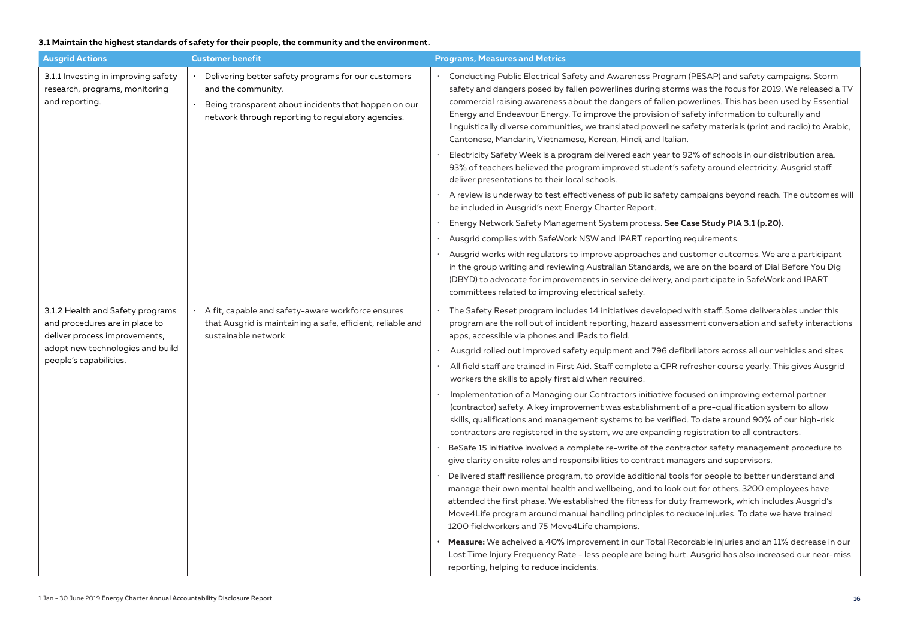**3.1 Maintain the highest standards of safety for their people, the community and the environment.**

| Ausgrid Actions | Customer benefit | Programs, Measures and Metrics |
|---|---|---|
| 3.1.1 Investing in improving safety research, programs, monitoring and reporting. | • Delivering better safety programs for our customers and the community.<br>• Being transparent about incidents that happen on our network through reporting to regulatory agencies. | • Conducting Public Electrical Safety and Awareness Program (PESAP) and safety campaigns. Storm safety and dangers posed by fallen powerlines during storms was the focus for 2019. We released a TV commercial raising awareness about the dangers of fallen powerlines. This has been used by Essential Energy and Endeavour Energy. To improve the provision of safety information to culturally and linguistically diverse communities, we translated powerline safety materials (print and radio) to Arabic, Cantonese, Mandarin, Vietnamese, Korean, Hindi, and Italian.<br>• Electricity Safety Week is a program delivered each year to 92% of schools in our distribution area. 93% of teachers believed the program improved student's safety around electricity. Ausgrid staff deliver presentations to their local schools.<br>• A review is underway to test effectiveness of public safety campaigns beyond reach. The outcomes will be included in Ausgrid's next Energy Charter Report.<br>• Energy Network Safety Management System process. **See Case Study PIA 3.1 (p.20).**<br>• Ausgrid complies with SafeWork NSW and IPART reporting requirements.<br>• Ausgrid works with regulators to improve approaches and customer outcomes. We are a participant in the group writing and reviewing Australian Standards, we are on the board of Dial Before You Dig (DBYD) to advocate for improvements in service delivery, and participate in SafeWork and IPART committees related to improving electrical safety. |
| 3.1.2 Health and Safety programs and procedures are in place to deliver process improvements, adopt new technologies and build people's capabilities. | • A fit, capable and safety-aware workforce ensures that Ausgrid is maintaining a safe, efficient, reliable and sustainable network. | • The Safety Reset program includes 14 initiatives developed with staff. Some deliverables under this program are the roll out of incident reporting, hazard assessment conversation and safety interactions apps, accessible via phones and iPads to field.<br>• Ausgrid rolled out improved safety equipment and 796 defibrillators across all our vehicles and sites.<br>• All field staff are trained in First Aid. Staff complete a CPR refresher course yearly. This gives Ausgrid workers the skills to apply first aid when required.<br>• Implementation of a Managing our Contractors initiative focused on improving external partner (contractor) safety. A key improvement was establishment of a pre-qualification system to allow skills, qualifications and management systems to be verified. To date around 90% of our high-risk contractors are registered in the system, we are expanding registration to all contractors.<br>• BeSafe 15 initiative involved a complete re-write of the contractor safety management procedure to give clarity on site roles and responsibilities to contract managers and supervisors.<br>• Delivered staff resilience program, to provide additional tools for people to better understand and manage their own mental health and wellbeing, and to look out for others. 3200 employees have attended the first phase. We established the fitness for duty framework, which includes Ausgrid's Move4Life program around manual handling principles to reduce injuries. To date we have trained 1200 fieldworkers and 75 Move4Life champions.<br>• **Measure:** We acheived a 40% improvement in our Total Recordable Injuries and an 11% decrease in our Lost Time Injury Frequency Rate - less people are being hurt. Ausgrid has also increased our near-miss reporting, helping to reduce incidents. |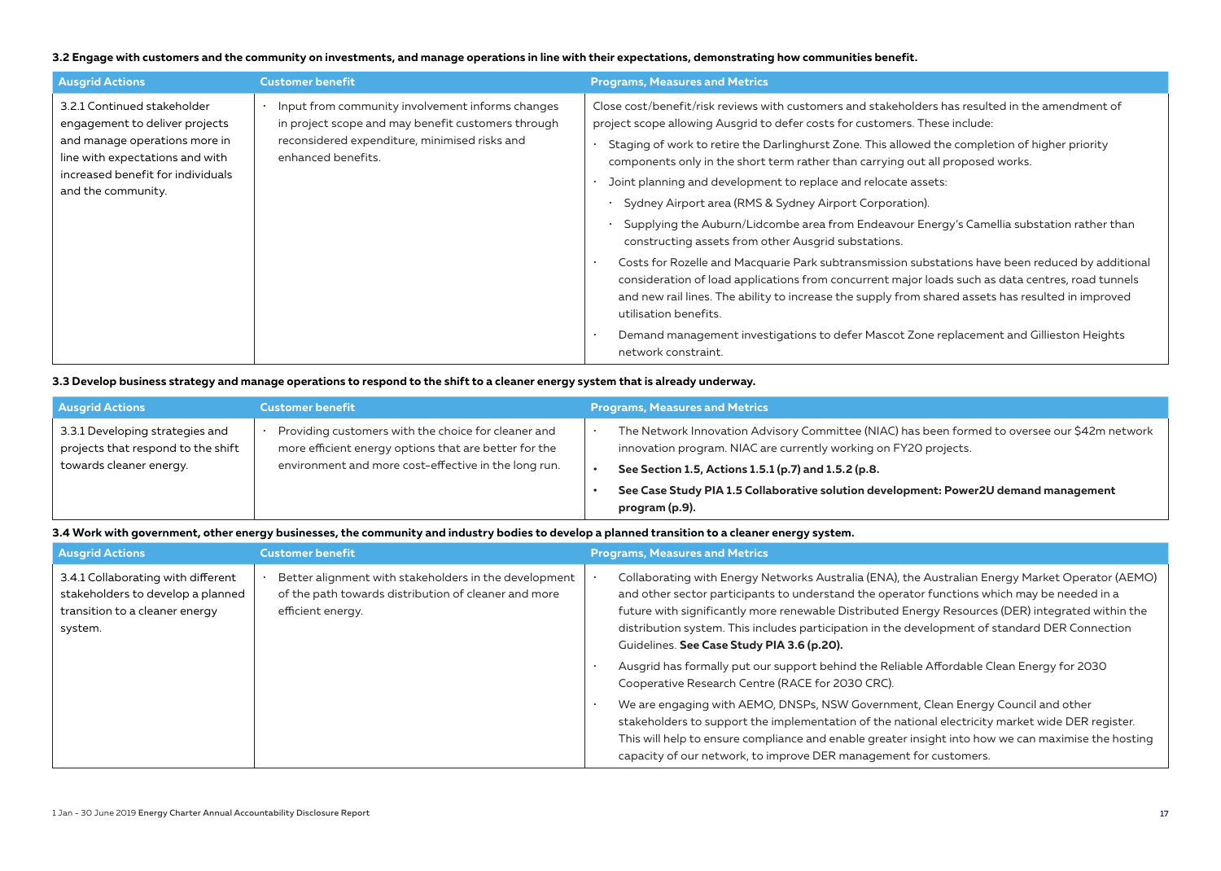**3.2 Engage with customers and the community on investments, and manage operations in line with their expectations, demonstrating how communities benefit.**

| Ausgrid Actions | Customer benefit | Programs, Measures and Metrics |
|---|---|---|
| 3.2.1 Continued stakeholder engagement to deliver projects and manage operations more in line with expectations and with increased benefit for individuals and the community. | • Input from community involvement informs changes in project scope and may benefit customers through reconsidered expenditure, minimised risks and enhanced benefits. | Close cost/benefit/risk reviews with customers and stakeholders has resulted in the amendment of project scope allowing Ausgrid to defer costs for customers. These include:<br>• Staging of work to retire the Darlinghurst Zone. This allowed the completion of higher priority components only in the short term rather than carrying out all proposed works.<br>• Joint planning and development to replace and relocate assets:<br>  • Sydney Airport area (RMS & Sydney Airport Corporation).<br>  • Supplying the Auburn/Lidcombe area from Endeavour Energy's Camellia substation rather than constructing assets from other Ausgrid substations.<br>• Costs for Rozelle and Macquarie Park subtransmission substations have been reduced by additional consideration of load applications from concurrent major loads such as data centres, road tunnels and new rail lines. The ability to increase the supply from shared assets has resulted in improved utilisation benefits.<br>• Demand management investigations to defer Mascot Zone replacement and Gillieston Heights network constraint. |

**3.3 Develop business strategy and manage operations to respond to the shift to a cleaner energy system that is already underway.**

| Ausgrid Actions | Customer benefit | Programs, Measures and Metrics |
|---|---|---|
| 3.3.1 Developing strategies and projects that respond to the shift towards cleaner energy. | • Providing customers with the choice for cleaner and more efficient energy options that are better for the environment and more cost-effective in the long run. | • The Network Innovation Advisory Committee (NIAC) has been formed to oversee our $42m network innovation program. NIAC are currently working on FY20 projects.<br>• **See Section 1.5, Actions 1.5.1 (p.7) and 1.5.2 (p.8.**<br>• **See Case Study PIA 1.5 Collaborative solution development: Power2U demand management program (p.9).** |

**3.4 Work with government, other energy businesses, the community and industry bodies to develop a planned transition to a cleaner energy system.**

| Ausgrid Actions | Customer benefit | Programs, Measures and Metrics |
|---|---|---|
| 3.4.1 Collaborating with different stakeholders to develop a planned transition to a cleaner energy system. | • Better alignment with stakeholders in the development of the path towards distribution of cleaner and more efficient energy. | • Collaborating with Energy Networks Australia (ENA), the Australian Energy Market Operator (AEMO) and other sector participants to understand the operator functions which may be needed in a future with significantly more renewable Distributed Energy Resources (DER) integrated within the distribution system. This includes participation in the development of standard DER Connection Guidelines. **See Case Study PIA 3.6 (p.20).**<br>• Ausgrid has formally put our support behind the Reliable Affordable Clean Energy for 2030 Cooperative Research Centre (RACE for 2030 CRC).<br>• We are engaging with AEMO, DNSPs, NSW Government, Clean Energy Council and other stakeholders to support the implementation of the national electricity market wide DER register. This will help to ensure compliance and enable greater insight into how we can maximise the hosting capacity of our network, to improve DER management for customers. |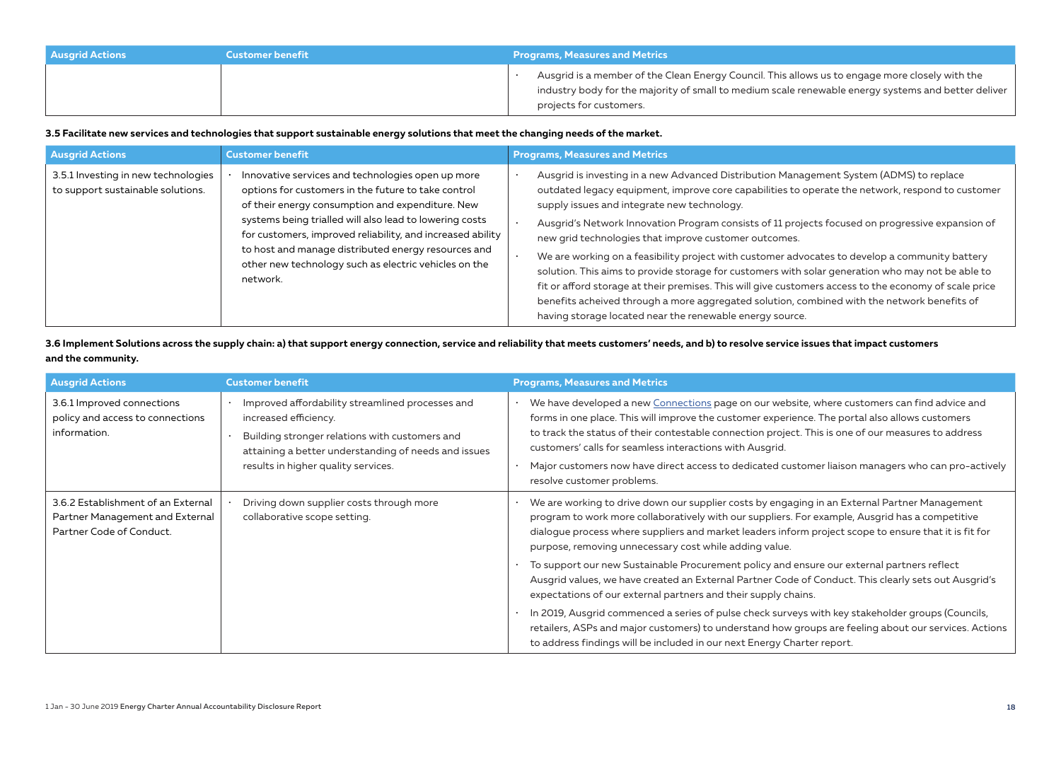| Ausgrid Actions | Customer benefit | Programs, Measures and Metrics |
| --- | --- | --- |
| | | • Ausgrid is a member of the Clean Energy Council. This allows us to engage more closely with the industry body for the majority of small to medium scale renewable energy systems and better deliver projects for customers. |

**3.5 Facilitate new services and technologies that support sustainable energy solutions that meet the changing needs of the market.**

| Ausgrid Actions | Customer benefit | Programs, Measures and Metrics |
| --- | --- | --- |
| 3.5.1 Investing in new technologies to support sustainable solutions. | • Innovative services and technologies open up more options for customers in the future to take control of their energy consumption and expenditure. New systems being trialled will also lead to lowering costs for customers, improved reliability, and increased ability to host and manage distributed energy resources and other new technology such as electric vehicles on the network. | • Ausgrid is investing in a new Advanced Distribution Management System (ADMS) to replace outdated legacy equipment, improve core capabilities to operate the network, respond to customer supply issues and integrate new technology.<br>• Ausgrid's Network Innovation Program consists of 11 projects focused on progressive expansion of new grid technologies that improve customer outcomes.<br>• We are working on a feasibility project with customer advocates to develop a community battery solution. This aims to provide storage for customers with solar generation who may not be able to fit or afford storage at their premises. This will give customers access to the economy of scale price benefits acheived through a more aggregated solution, combined with the network benefits of having storage located near the renewable energy source. |

**3.6 Implement Solutions across the supply chain: a) that support energy connection, service and reliability that meets customers' needs, and b) to resolve service issues that impact customers and the community.**

| Ausgrid Actions | Customer benefit | Programs, Measures and Metrics |
| --- | --- | --- |
| 3.6.1 Improved connections policy and access to connections information. | • Improved affordability streamlined processes and increased efficiency.<br>• Building stronger relations with customers and attaining a better understanding of needs and issues results in higher quality services. | • We have developed a new Connections page on our website, where customers can find advice and forms in one place. This will improve the customer experience. The portal also allows customers to track the status of their contestable connection project. This is one of our measures to address customers' calls for seamless interactions with Ausgrid.<br>• Major customers now have direct access to dedicated customer liaison managers who can pro-actively resolve customer problems. |
| 3.6.2 Establishment of an External Partner Management and External Partner Code of Conduct. | • Driving down supplier costs through more collaborative scope setting. | • We are working to drive down our supplier costs by engaging in an External Partner Management program to work more collaboratively with our suppliers. For example, Ausgrid has a competitive dialogue process where suppliers and market leaders inform project scope to ensure that it is fit for purpose, removing unnecessary cost while adding value.<br>• To support our new Sustainable Procurement policy and ensure our external partners reflect Ausgrid values, we have created an External Partner Code of Conduct. This clearly sets out Ausgrid's expectations of our external partners and their supply chains.<br>• In 2019, Ausgrid commenced a series of pulse check surveys with key stakeholder groups (Councils, retailers, ASPs and major customers) to understand how groups are feeling about our services. Actions to address findings will be included in our next Energy Charter report. |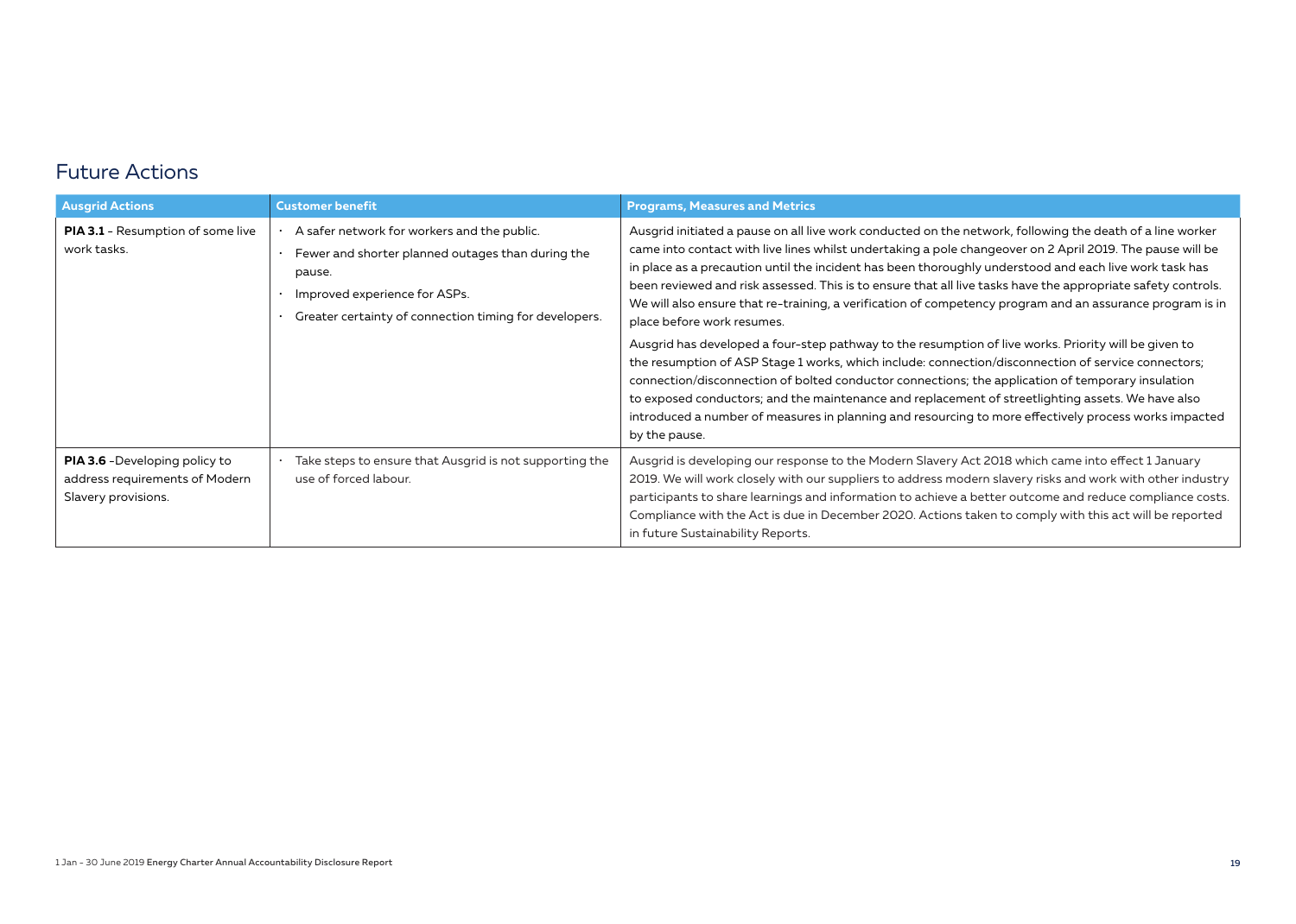## Future Actions

| Ausgrid Actions | Customer benefit | Programs, Measures and Metrics |
| --- | --- | --- |
| **PIA 3.1** - Resumption of some live work tasks. | • A safer network for workers and the public.<br>• Fewer and shorter planned outages than during the pause.<br>• Improved experience for ASPs.<br>• Greater certainty of connection timing for developers. | Ausgrid initiated a pause on all live work conducted on the network, following the death of a line worker came into contact with live lines whilst undertaking a pole changeover on 2 April 2019. The pause will be in place as a precaution until the incident has been thoroughly understood and each live work task has been reviewed and risk assessed. This is to ensure that all live tasks have the appropriate safety controls. We will also ensure that re-training, a verification of competency program and an assurance program is in place before work resumes.<br><br>Ausgrid has developed a four-step pathway to the resumption of live works. Priority will be given to the resumption of ASP Stage 1 works, which include: connection/disconnection of service connectors; connection/disconnection of bolted conductor connections; the application of temporary insulation to exposed conductors; and the maintenance and replacement of streetlighting assets. We have also introduced a number of measures in planning and resourcing to more effectively process works impacted by the pause. |
| **PIA 3.6** -Developing policy to address requirements of Modern Slavery provisions. | • Take steps to ensure that Ausgrid is not supporting the use of forced labour. | Ausgrid is developing our response to the Modern Slavery Act 2018 which came into effect 1 January 2019. We will work closely with our suppliers to address modern slavery risks and work with other industry participants to share learnings and information to achieve a better outcome and reduce compliance costs. Compliance with the Act is due in December 2020. Actions taken to comply with this act will be reported in future Sustainability Reports. |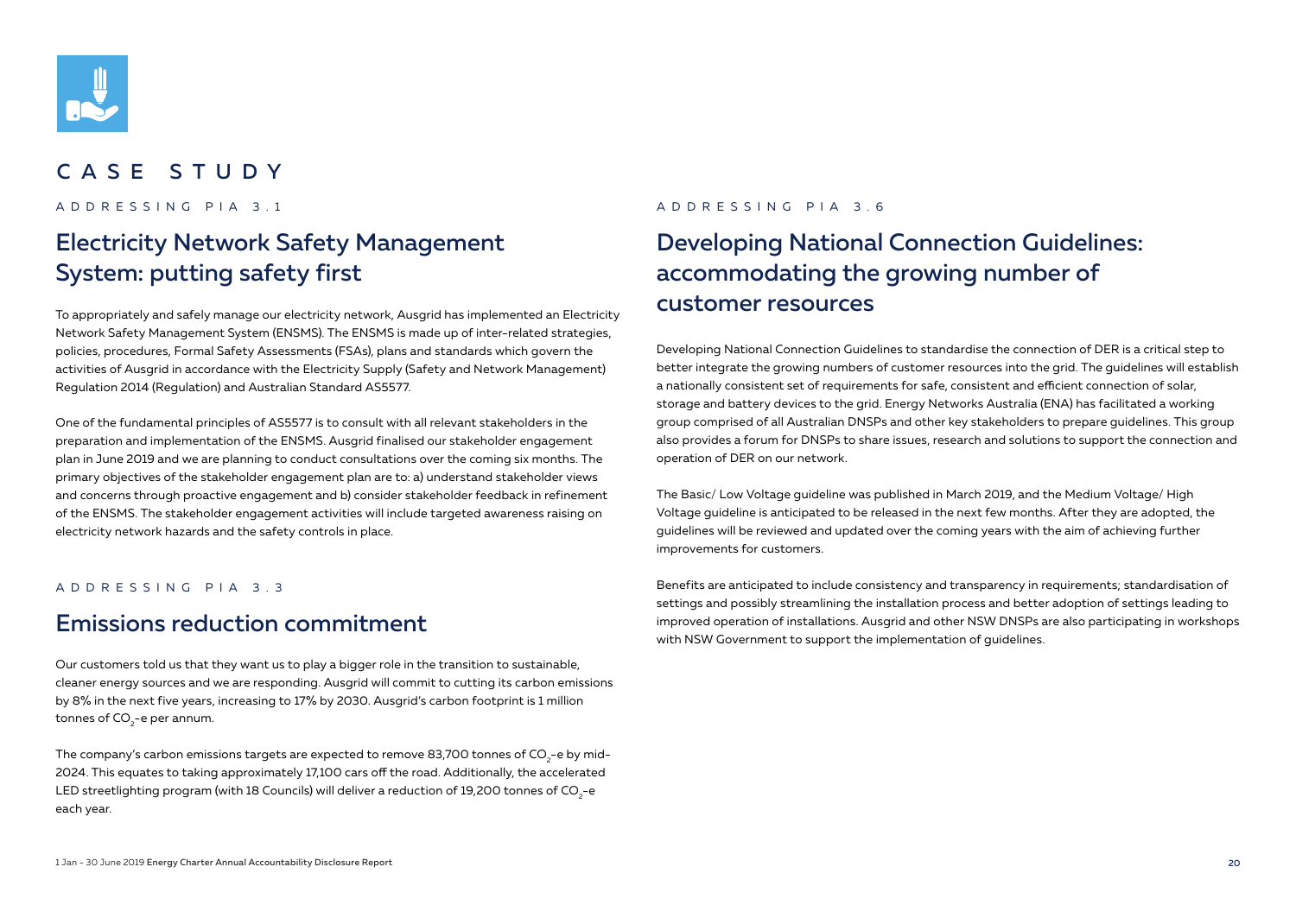# CASE STUDY

ADDRESSING PIA 3.1

## Electricity Network Safety Management System: putting safety first

To appropriately and safely manage our electricity network, Ausgrid has implemented an Electricity Network Safety Management System (ENSMS). The ENSMS is made up of inter-related strategies, policies, procedures, Formal Safety Assessments (FSAs), plans and standards which govern the activities of Ausgrid in accordance with the Electricity Supply (Safety and Network Management) Regulation 2014 (Regulation) and Australian Standard AS5577.

One of the fundamental principles of AS5577 is to consult with all relevant stakeholders in the preparation and implementation of the ENSMS. Ausgrid finalised our stakeholder engagement plan in June 2019 and we are planning to conduct consultations over the coming six months. The primary objectives of the stakeholder engagement plan are to: a) understand stakeholder views and concerns through proactive engagement and b) consider stakeholder feedback in refinement of the ENSMS. The stakeholder engagement activities will include targeted awareness raising on electricity network hazards and the safety controls in place.

ADDRESSING PIA 3.3

## Emissions reduction commitment

Our customers told us that they want us to play a bigger role in the transition to sustainable, cleaner energy sources and we are responding. Ausgrid will commit to cutting its carbon emissions by 8% in the next five years, increasing to 17% by 2030. Ausgrid's carbon footprint is 1 million tonnes of $CO_2$-e per annum.

The company's carbon emissions targets are expected to remove 83,700 tonnes of $CO_2$-e by mid-2024. This equates to taking approximately 17,100 cars off the road. Additionally, the accelerated LED streetlighting program (with 18 Councils) will deliver a reduction of 19,200 tonnes of $CO_2$-e each year.

ADDRESSING PIA 3.6

## Developing National Connection Guidelines: accommodating the growing number of customer resources

Developing National Connection Guidelines to standardise the connection of DER is a critical step to better integrate the growing numbers of customer resources into the grid. The guidelines will establish a nationally consistent set of requirements for safe, consistent and efficient connection of solar, storage and battery devices to the grid. Energy Networks Australia (ENA) has facilitated a working group comprised of all Australian DNSPs and other key stakeholders to prepare guidelines. This group also provides a forum for DNSPs to share issues, research and solutions to support the connection and operation of DER on our network.

The Basic/ Low Voltage guideline was published in March 2019, and the Medium Voltage/ High Voltage guideline is anticipated to be released in the next few months. After they are adopted, the guidelines will be reviewed and updated over the coming years with the aim of achieving further improvements for customers.

Benefits are anticipated to include consistency and transparency in requirements; standardisation of settings and possibly streamlining the installation process and better adoption of settings leading to improved operation of installations. Ausgrid and other NSW DNSPs are also participating in workshops with NSW Government to support the implementation of guidelines.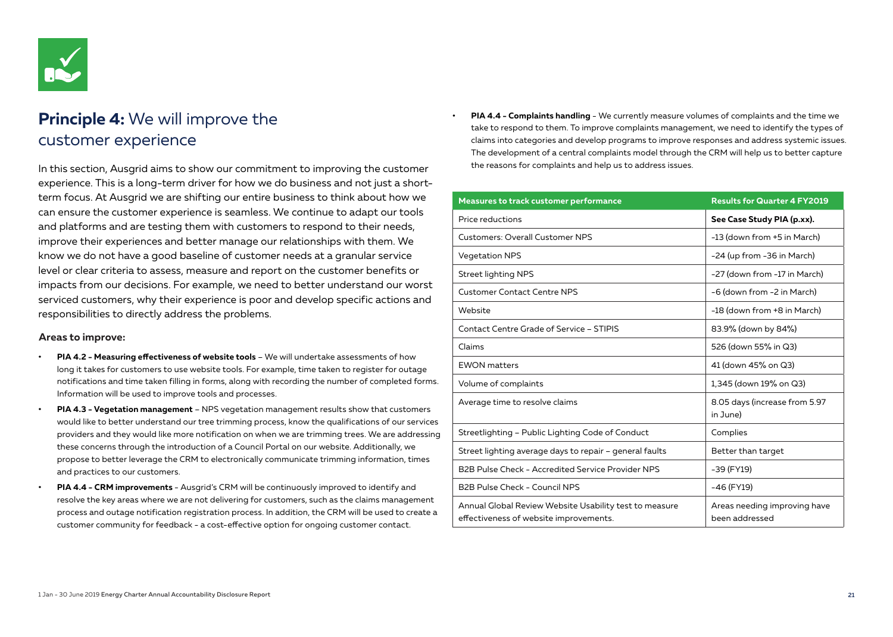## **Principle 4:** We will improve the customer experience

In this section, Ausgrid aims to show our commitment to improving the customer experience. This is a long-term driver for how we do business and not just a short-term focus. At Ausgrid we are shifting our entire business to think about how we can ensure the customer experience is seamless. We continue to adapt our tools and platforms and are testing them with customers to respond to their needs, improve their experiences and better manage our relationships with them. We know we do not have a good baseline of customer needs at a granular service level or clear criteria to assess, measure and report on the customer benefits or impacts from our decisions. For example, we need to better understand our worst serviced customers, why their experience is poor and develop specific actions and responsibilities to directly address the problems.

### Areas to improve:

- **PIA 4.2 - Measuring effectiveness of website tools** – We will undertake assessments of how long it takes for customers to use website tools. For example, time taken to register for outage notifications and time taken filling in forms, along with recording the number of completed forms. Information will be used to improve tools and processes.
- **PIA 4.3 - Vegetation management** – NPS vegetation management results show that customers would like to better understand our tree trimming process, know the qualifications of our services providers and they would like more notification on when we are trimming trees. We are addressing these concerns through the introduction of a Council Portal on our website. Additionally, we propose to better leverage the CRM to electronically communicate trimming information, times and practices to our customers.
- **PIA 4.4 - CRM improvements** - Ausgrid's CRM will be continuously improved to identify and resolve the key areas where we are not delivering for customers, such as the claims management process and outage notification registration process. In addition, the CRM will be used to create a customer community for feedback - a cost-effective option for ongoing customer contact.
- **PIA 4.4 - Complaints handling** - We currently measure volumes of complaints and the time we take to respond to them. To improve complaints management, we need to identify the types of claims into categories and develop programs to improve responses and address systemic issues. The development of a central complaints model through the CRM will help us to better capture the reasons for complaints and help us to address issues.

| Measures to track customer performance | Results for Quarter 4 FY2019 |
|---|---|
| Price reductions | **See Case Study PIA (p.xx).** |
| Customers: Overall Customer NPS | -13 (down from +5 in March) |
| Vegetation NPS | -24 (up from -36 in March) |
| Street lighting NPS | -27 (down from -17 in March) |
| Customer Contact Centre NPS | -6 (down from -2 in March) |
| Website | -18 (down from +8 in March) |
| Contact Centre Grade of Service – STIPIS | 83.9% (down by 84%) |
| Claims | 526 (down 55% in Q3) |
| EWON matters | 41 (down 45% on Q3) |
| Volume of complaints | 1,345 (down 19% on Q3) |
| Average time to resolve claims | 8.05 days (increase from 5.97 in June) |
| Streetlighting – Public Lighting Code of Conduct | Complies |
| Street lighting average days to repair – general faults | Better than target |
| B2B Pulse Check - Accredited Service Provider NPS | -39 (FY19) |
| B2B Pulse Check - Council NPS | -46 (FY19) |
| Annual Global Review Website Usability test to measure effectiveness of website improvements. | Areas needing improving have been addressed |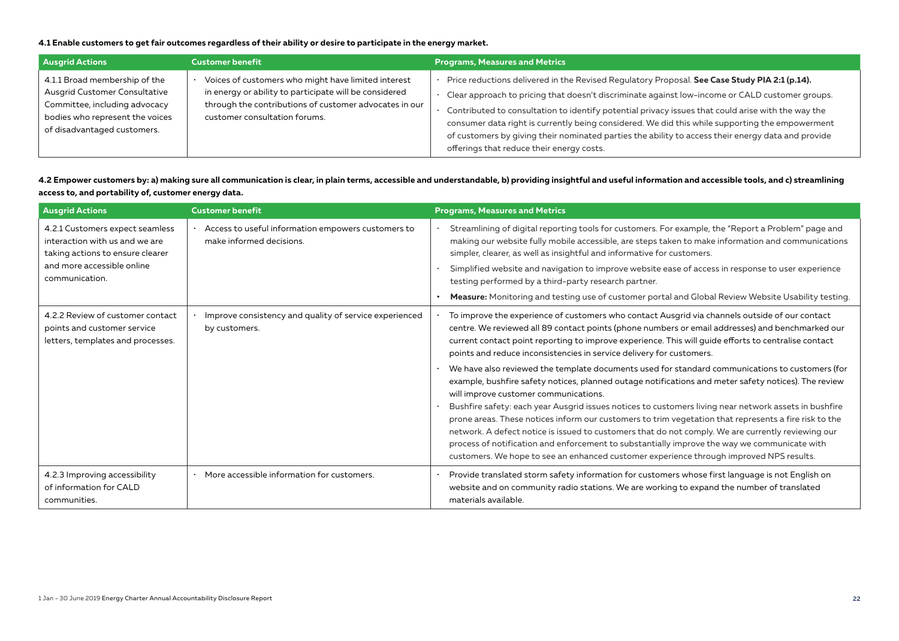**4.1 Enable customers to get fair outcomes regardless of their ability or desire to participate in the energy market.**

| Ausgrid Actions | Customer benefit | Programs, Measures and Metrics |
|---|---|---|
| 4.1.1 Broad membership of the Ausgrid Customer Consultative Committee, including advocacy bodies who represent the voices of disadvantaged customers. | • Voices of customers who might have limited interest in energy or ability to participate will be considered through the contributions of customer advocates in our customer consultation forums. | • Price reductions delivered in the Revised Regulatory Proposal. **See Case Study PIA 2:1 (p.14).**<br>• Clear approach to pricing that doesn't discriminate against low-income or CALD customer groups.<br>• Contributed to consultation to identify potential privacy issues that could arise with the way the consumer data right is currently being considered. We did this while supporting the empowerment of customers by giving their nominated parties the ability to access their energy data and provide offerings that reduce their energy costs. |

**4.2 Empower customers by: a) making sure all communication is clear, in plain terms, accessible and understandable, b) providing insightful and useful information and accessible tools, and c) streamlining access to, and portability of, customer energy data.**

| Ausgrid Actions | Customer benefit | Programs, Measures and Metrics |
|---|---|---|
| 4.2.1 Customers expect seamless interaction with us and we are taking actions to ensure clearer and more accessible online communication. | • Access to useful information empowers customers to make informed decisions. | • Streamlining of digital reporting tools for customers. For example, the "Report a Problem" page and making our website fully mobile accessible, are steps taken to make information and communications simpler, clearer, as well as insightful and informative for customers.<br>• Simplified website and navigation to improve website ease of access in response to user experience testing performed by a third-party research partner.<br>• **Measure:** Monitoring and testing use of customer portal and Global Review Website Usability testing. |
| 4.2.2 Review of customer contact points and customer service letters, templates and processes. | • Improve consistency and quality of service experienced by customers. | • To improve the experience of customers who contact Ausgrid via channels outside of our contact centre. We reviewed all 89 contact points (phone numbers or email addresses) and benchmarked our current contact point reporting to improve experience. This will guide efforts to centralise contact points and reduce inconsistencies in service delivery for customers.<br>• We have also reviewed the template documents used for standard communications to customers (for example, bushfire safety notices, planned outage notifications and meter safety notices). The review will improve customer communications.<br>• Bushfire safety: each year Ausgrid issues notices to customers living near network assets in bushfire prone areas. These notices inform our customers to trim vegetation that represents a fire risk to the network. A defect notice is issued to customers that do not comply. We are currently reviewing our process of notification and enforcement to substantially improve the way we communicate with customers. We hope to see an enhanced customer experience through improved NPS results. |
| 4.2.3 Improving accessibility of information for CALD communities. | • More accessible information for customers. | • Provide translated storm safety information for customers whose first language is not English on website and on community radio stations. We are working to expand the number of translated materials available. |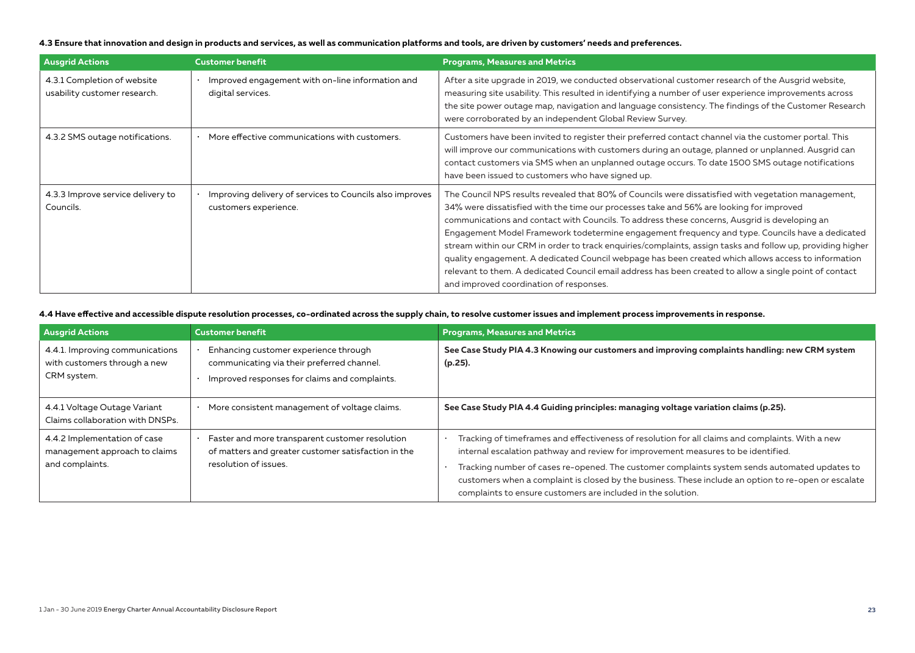**4.3 Ensure that innovation and design in products and services, as well as communication platforms and tools, are driven by customers' needs and preferences.**

| Ausgrid Actions | Customer benefit | Programs, Measures and Metrics |
|---|---|---|
| 4.3.1 Completion of website usability customer research. | • Improved engagement with on-line information and digital services. | After a site upgrade in 2019, we conducted observational customer research of the Ausgrid website, measuring site usability. This resulted in identifying a number of user experience improvements across the site power outage map, navigation and language consistency. The findings of the Customer Research were corroborated by an independent Global Review Survey. |
| 4.3.2 SMS outage notifications. | • More effective communications with customers. | Customers have been invited to register their preferred contact channel via the customer portal. This will improve our communications with customers during an outage, planned or unplanned. Ausgrid can contact customers via SMS when an unplanned outage occurs. To date 1500 SMS outage notifications have been issued to customers who have signed up. |
| 4.3.3 Improve service delivery to Councils. | • Improving delivery of services to Councils also improves customers experience. | The Council NPS results revealed that 80% of Councils were dissatisfied with vegetation management, 34% were dissatisfied with the time our processes take and 56% are looking for improved communications and contact with Councils. To address these concerns, Ausgrid is developing an Engagement Model Framework todetermine engagement frequency and type. Councils have a dedicated stream within our CRM in order to track enquiries/complaints, assign tasks and follow up, providing higher quality engagement. A dedicated Council webpage has been created which allows access to information relevant to them. A dedicated Council email address has been created to allow a single point of contact and improved coordination of responses. |

**4.4 Have effective and accessible dispute resolution processes, co-ordinated across the supply chain, to resolve customer issues and implement process improvements in response.**

| Ausgrid Actions | Customer benefit | Programs, Measures and Metrics |
|---|---|---|
| 4.4.1. Improving communications with customers through a new CRM system. | • Enhancing customer experience through communicating via their preferred channel.<br>• Improved responses for claims and complaints. | **See Case Study PIA 4.3 Knowing our customers and improving complaints handling: new CRM system (p.25).** |
| 4.4.1 Voltage Outage Variant Claims collaboration with DNSPs. | • More consistent management of voltage claims. | **See Case Study PIA 4.4 Guiding principles: managing voltage variation claims (p.25).** |
| 4.4.2 Implementation of case management approach to claims and complaints. | • Faster and more transparent customer resolution of matters and greater customer satisfaction in the resolution of issues. | • Tracking of timeframes and effectiveness of resolution for all claims and complaints. With a new internal escalation pathway and review for improvement measures to be identified.<br>• Tracking number of cases re-opened. The customer complaints system sends automated updates to customers when a complaint is closed by the business. These include an option to re-open or escalate complaints to ensure customers are included in the solution. |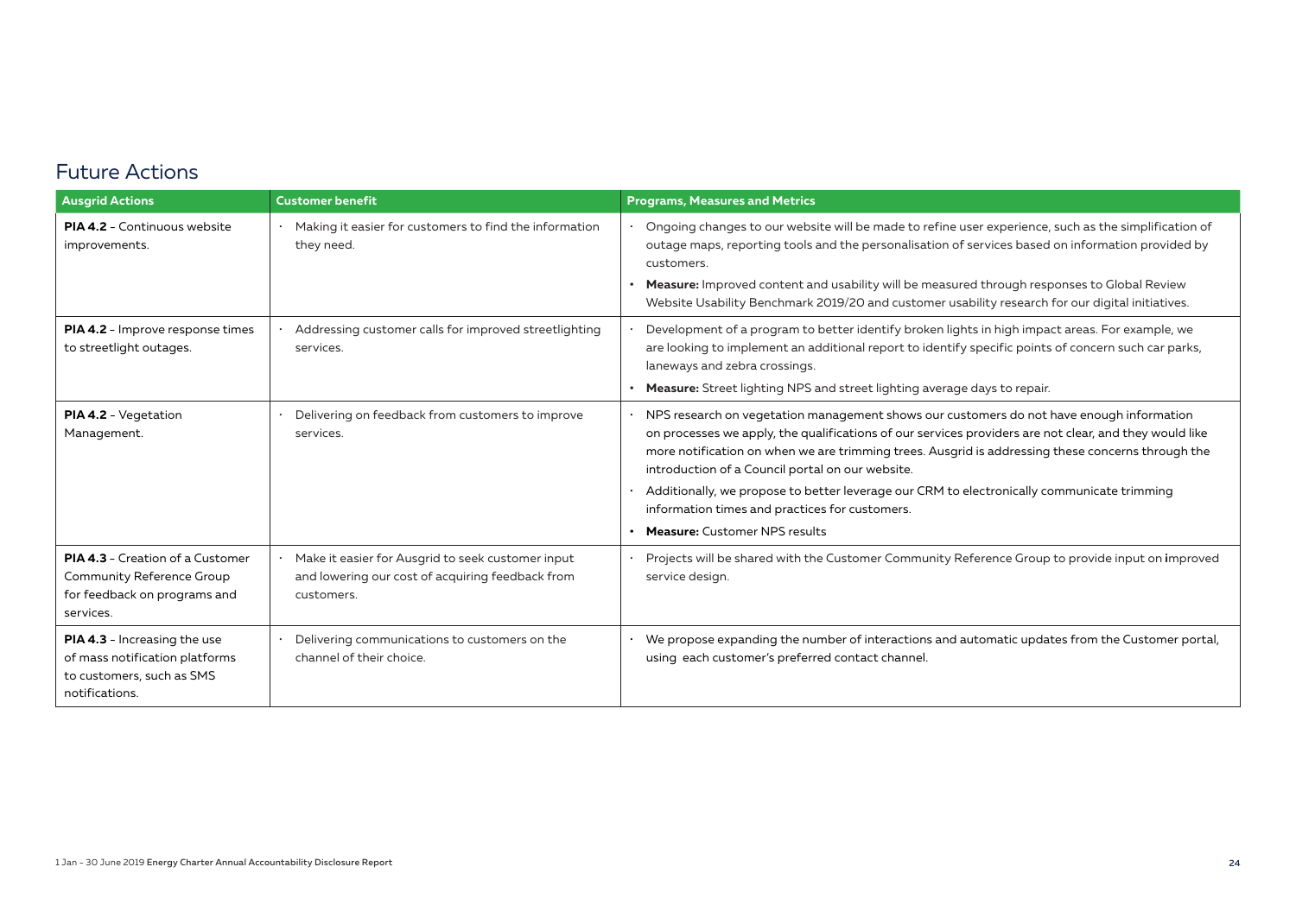## Future Actions

| Ausgrid Actions | Customer benefit | Programs, Measures and Metrics |
|---|---|---|
| **PIA 4.2** - Continuous website improvements. | • Making it easier for customers to find the information they need. | • Ongoing changes to our website will be made to refine user experience, such as the simplification of outage maps, reporting tools and the personalisation of services based on information provided by customers.<br>• **Measure:** Improved content and usability will be measured through responses to Global Review Website Usability Benchmark 2019/20 and customer usability research for our digital initiatives. |
| **PIA 4.2** - Improve response times to streetlight outages. | • Addressing customer calls for improved streetlighting services. | • Development of a program to better identify broken lights in high impact areas. For example, we are looking to implement an additional report to identify specific points of concern such car parks, laneways and zebra crossings.<br>• **Measure:** Street lighting NPS and street lighting average days to repair. |
| **PIA 4.2** - Vegetation Management. | • Delivering on feedback from customers to improve services. | • NPS research on vegetation management shows our customers do not have enough information on processes we apply, the qualifications of our services providers are not clear, and they would like more notification on when we are trimming trees. Ausgrid is addressing these concerns through the introduction of a Council portal on our website.<br>• Additionally, we propose to better leverage our CRM to electronically communicate trimming information times and practices for customers.<br>• **Measure:** Customer NPS results |
| **PIA 4.3** - Creation of a Customer Community Reference Group for feedback on programs and services. | • Make it easier for Ausgrid to seek customer input and lowering our cost of acquiring feedback from customers. | • Projects will be shared with the Customer Community Reference Group to provide input on improved service design. |
| **PIA 4.3** - Increasing the use of mass notification platforms to customers, such as SMS notifications. | • Delivering communications to customers on the channel of their choice. | • We propose expanding the number of interactions and automatic updates from the Customer portal, using each customer's preferred contact channel. |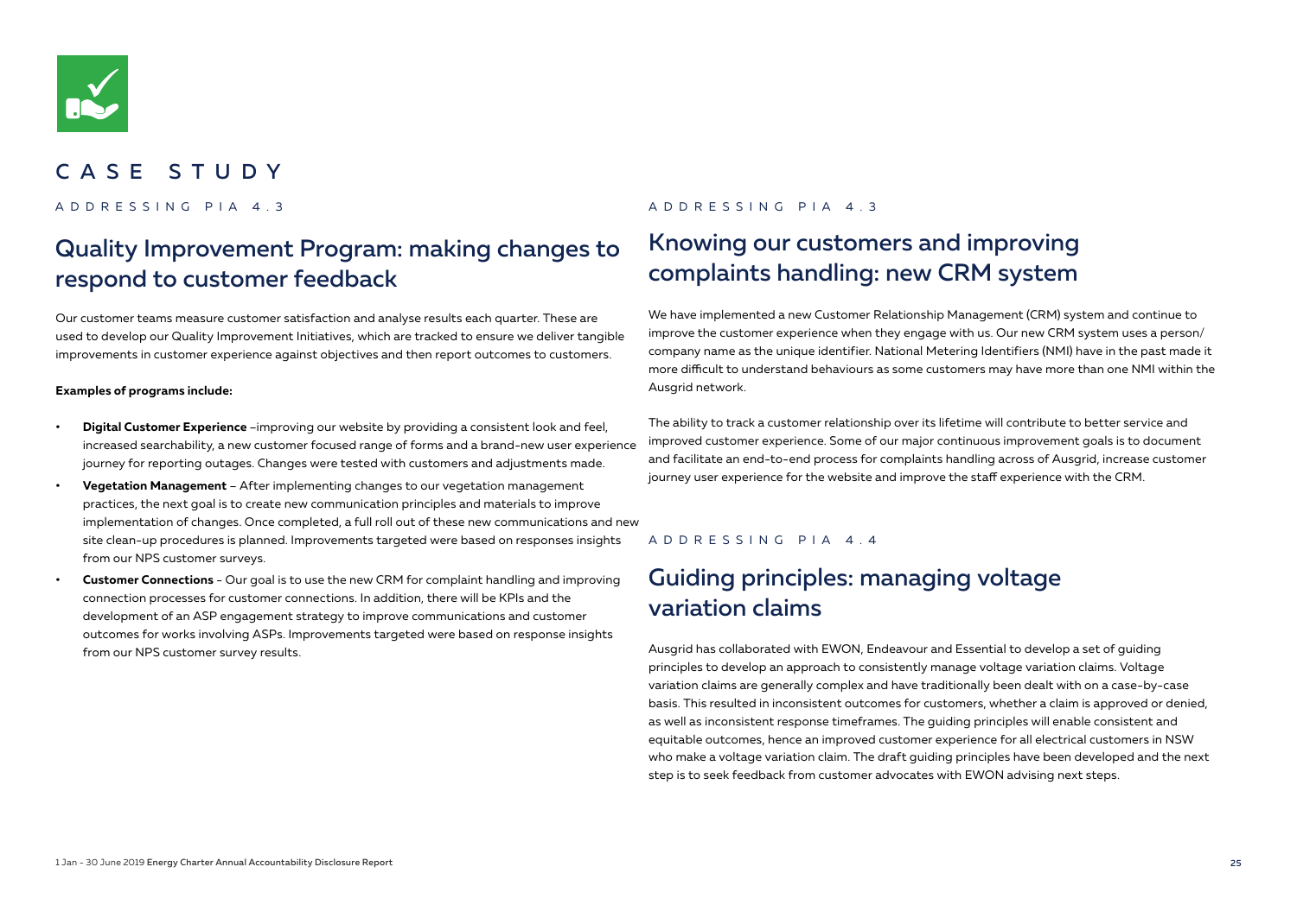# CASE STUDY

ADDRESSING PIA 4.3

## Quality Improvement Program: making changes to respond to customer feedback

Our customer teams measure customer satisfaction and analyse results each quarter. These are used to develop our Quality Improvement Initiatives, which are tracked to ensure we deliver tangible improvements in customer experience against objectives and then report outcomes to customers.

**Examples of programs include:**

- **Digital Customer Experience** –improving our website by providing a consistent look and feel, increased searchability, a new customer focused range of forms and a brand-new user experience journey for reporting outages. Changes were tested with customers and adjustments made.
- **Vegetation Management** – After implementing changes to our vegetation management practices, the next goal is to create new communication principles and materials to improve implementation of changes. Once completed, a full roll out of these new communications and new site clean-up procedures is planned. Improvements targeted were based on responses insights from our NPS customer surveys.
- **Customer Connections** - Our goal is to use the new CRM for complaint handling and improving connection processes for customer connections. In addition, there will be KPIs and the development of an ASP engagement strategy to improve communications and customer outcomes for works involving ASPs. Improvements targeted were based on response insights from our NPS customer survey results.

ADDRESSING PIA 4.3

## Knowing our customers and improving complaints handling: new CRM system

We have implemented a new Customer Relationship Management (CRM) system and continue to improve the customer experience when they engage with us. Our new CRM system uses a person/company name as the unique identifier. National Metering Identifiers (NMI) have in the past made it more difficult to understand behaviours as some customers may have more than one NMI within the Ausgrid network.

The ability to track a customer relationship over its lifetime will contribute to better service and improved customer experience. Some of our major continuous improvement goals is to document and facilitate an end-to-end process for complaints handling across of Ausgrid, increase customer journey user experience for the website and improve the staff experience with the CRM.

ADDRESSING PIA 4.4

## Guiding principles: managing voltage variation claims

Ausgrid has collaborated with EWON, Endeavour and Essential to develop a set of guiding principles to develop an approach to consistently manage voltage variation claims. Voltage variation claims are generally complex and have traditionally been dealt with on a case-by-case basis. This resulted in inconsistent outcomes for customers, whether a claim is approved or denied, as well as inconsistent response timeframes. The guiding principles will enable consistent and equitable outcomes, hence an improved customer experience for all electrical customers in NSW who make a voltage variation claim. The draft guiding principles have been developed and the next step is to seek feedback from customer advocates with EWON advising next steps.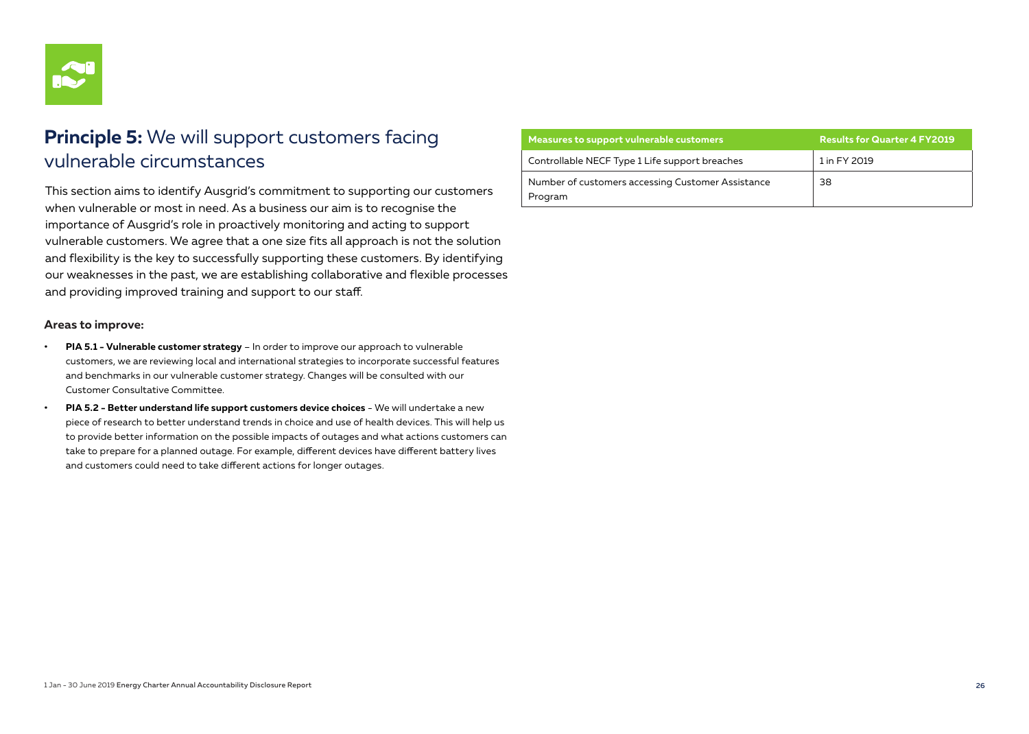## **Principle 5:** We will support customers facing vulnerable circumstances

This section aims to identify Ausgrid's commitment to supporting our customers when vulnerable or most in need. As a business our aim is to recognise the importance of Ausgrid's role in proactively monitoring and acting to support vulnerable customers. We agree that a one size fits all approach is not the solution and flexibility is the key to successfully supporting these customers. By identifying our weaknesses in the past, we are establishing collaborative and flexible processes and providing improved training and support to our staff.

### Areas to improve:

- **PIA 5.1 – Vulnerable customer strategy** – In order to improve our approach to vulnerable customers, we are reviewing local and international strategies to incorporate successful features and benchmarks in our vulnerable customer strategy. Changes will be consulted with our Customer Consultative Committee.
- **PIA 5.2 – Better understand life support customers device choices** – We will undertake a new piece of research to better understand trends in choice and use of health devices. This will help us to provide better information on the possible impacts of outages and what actions customers can take to prepare for a planned outage. For example, different devices have different battery lives and customers could need to take different actions for longer outages.

| Measures to support vulnerable customers | Results for Quarter 4 FY2019 |
| --- | --- |
| Controllable NECF Type 1 Life support breaches | 1 in FY 2019 |
| Number of customers accessing Customer Assistance Program | 38 |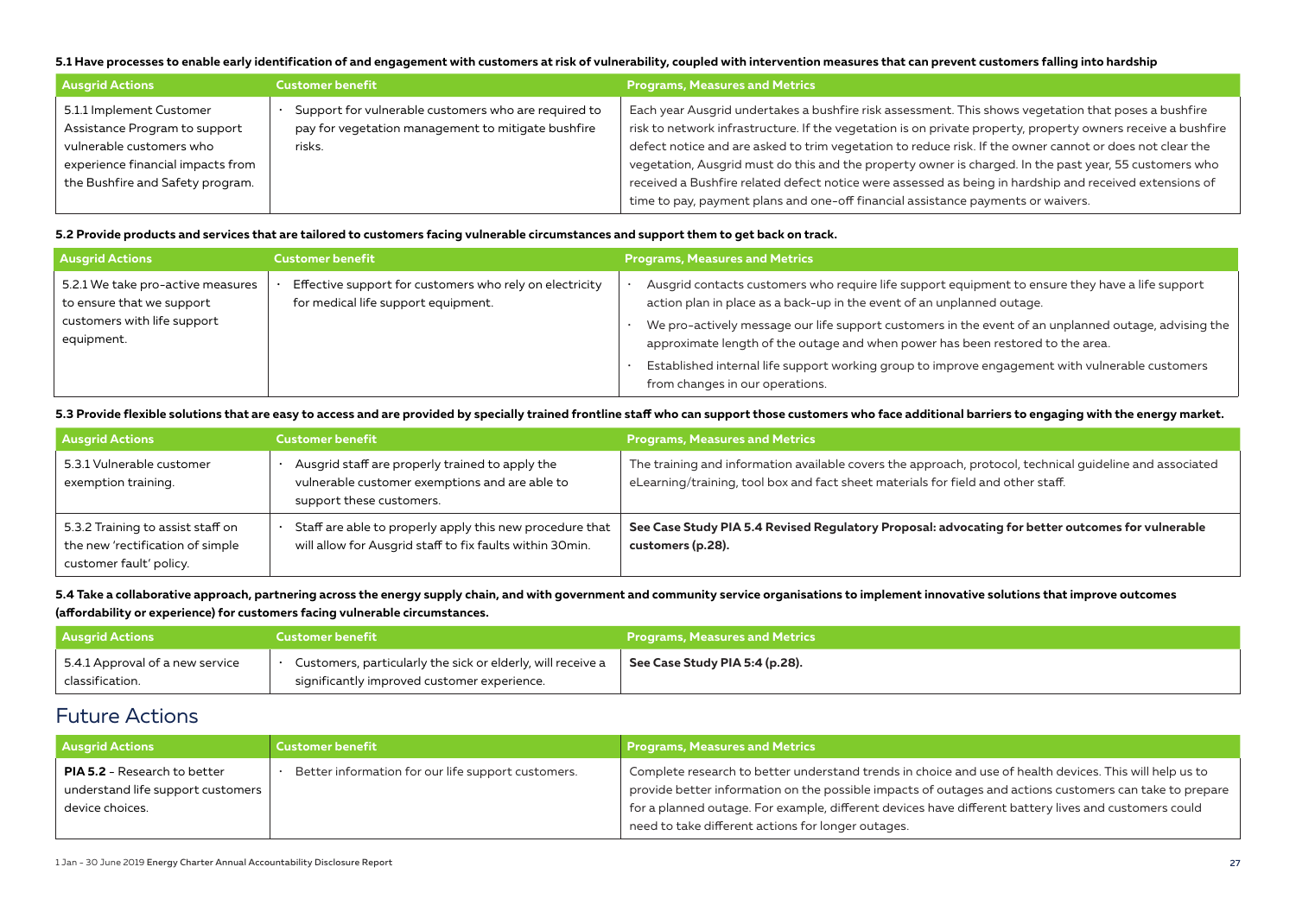**5.1 Have processes to enable early identification of and engagement with customers at risk of vulnerability, coupled with intervention measures that can prevent customers falling into hardship**

| Ausgrid Actions | Customer benefit | Programs, Measures and Metrics |
| --- | --- | --- |
| 5.1.1 Implement Customer Assistance Program to support vulnerable customers who experience financial impacts from the Bushfire and Safety program. | • Support for vulnerable customers who are required to pay for vegetation management to mitigate bushfire risks. | Each year Ausgrid undertakes a bushfire risk assessment. This shows vegetation that poses a bushfire risk to network infrastructure. If the vegetation is on private property, property owners receive a bushfire defect notice and are asked to trim vegetation to reduce risk. If the owner cannot or does not clear the vegetation, Ausgrid must do this and the property owner is charged. In the past year, 55 customers who received a Bushfire related defect notice were assessed as being in hardship and received extensions of time to pay, payment plans and one-off financial assistance payments or waivers. |

**5.2 Provide products and services that are tailored to customers facing vulnerable circumstances and support them to get back on track.**

| Ausgrid Actions | Customer benefit | Programs, Measures and Metrics |
| --- | --- | --- |
| 5.2.1 We take pro-active measures to ensure that we support customers with life support equipment. | • Effective support for customers who rely on electricity for medical life support equipment. | • Ausgrid contacts customers who require life support equipment to ensure they have a life support action plan in place as a back-up in the event of an unplanned outage.<br>• We pro-actively message our life support customers in the event of an unplanned outage, advising the approximate length of the outage and when power has been restored to the area.<br>• Established internal life support working group to improve engagement with vulnerable customers from changes in our operations. |

**5.3 Provide flexible solutions that are easy to access and are provided by specially trained frontline staff who can support those customers who face additional barriers to engaging with the energy market.**

| Ausgrid Actions | Customer benefit | Programs, Measures and Metrics |
| --- | --- | --- |
| 5.3.1 Vulnerable customer exemption training. | • Ausgrid staff are properly trained to apply the vulnerable customer exemptions and are able to support these customers. | The training and information available covers the approach, protocol, technical guideline and associated eLearning/training, tool box and fact sheet materials for field and other staff. |
| 5.3.2 Training to assist staff on the new 'rectification of simple customer fault' policy. | • Staff are able to properly apply this new procedure that will allow for Ausgrid staff to fix faults within 30min. | **See Case Study PIA 5.4 Revised Regulatory Proposal: advocating for better outcomes for vulnerable customers (p.28).** |

**5.4 Take a collaborative approach, partnering across the energy supply chain, and with government and community service organisations to implement innovative solutions that improve outcomes (affordability or experience) for customers facing vulnerable circumstances.**

| Ausgrid Actions | Customer benefit | Programs, Measures and Metrics |
| --- | --- | --- |
| 5.4.1 Approval of a new service classification. | • Customers, particularly the sick or elderly, will receive a significantly improved customer experience. | **See Case Study PIA 5:4 (p.28).** |

## Future Actions

| Ausgrid Actions | Customer benefit | Programs, Measures and Metrics |
| --- | --- | --- |
| **PIA 5.2** - Research to better understand life support customers device choices. | • Better information for our life support customers. | Complete research to better understand trends in choice and use of health devices. This will help us to provide better information on the possible impacts of outages and actions customers can take to prepare for a planned outage. For example, different devices have different battery lives and customers could need to take different actions for longer outages. |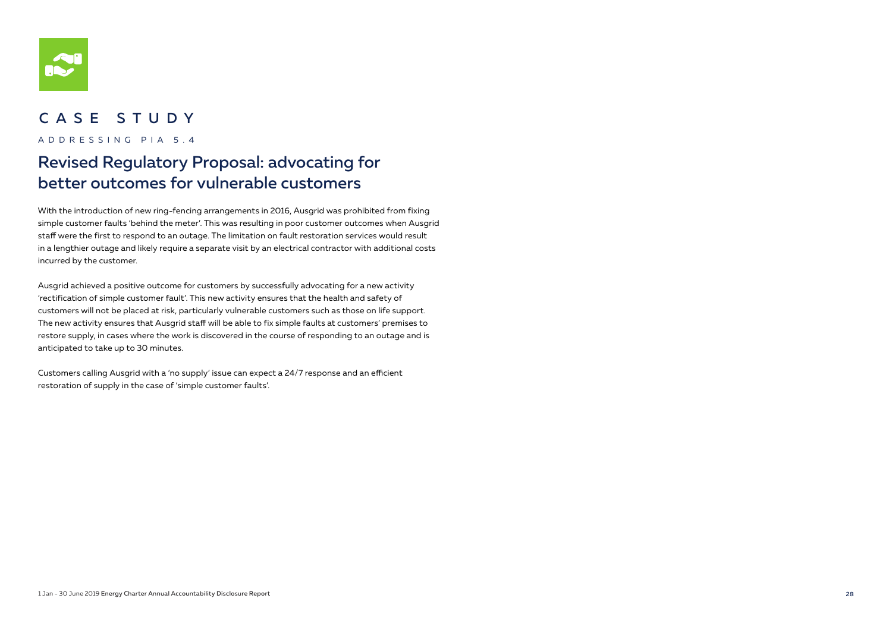CASE STUDY

ADDRESSING PIA 5.4

## Revised Regulatory Proposal: advocating for better outcomes for vulnerable customers

With the introduction of new ring-fencing arrangements in 2016, Ausgrid was prohibited from fixing simple customer faults 'behind the meter'. This was resulting in poor customer outcomes when Ausgrid staff were the first to respond to an outage. The limitation on fault restoration services would result in a lengthier outage and likely require a separate visit by an electrical contractor with additional costs incurred by the customer.

Ausgrid achieved a positive outcome for customers by successfully advocating for a new activity 'rectification of simple customer fault'. This new activity ensures that the health and safety of customers will not be placed at risk, particularly vulnerable customers such as those on life support. The new activity ensures that Ausgrid staff will be able to fix simple faults at customers' premises to restore supply, in cases where the work is discovered in the course of responding to an outage and is anticipated to take up to 30 minutes.

Customers calling Ausgrid with a 'no supply' issue can expect a 24/7 response and an efficient restoration of supply in the case of 'simple customer faults'.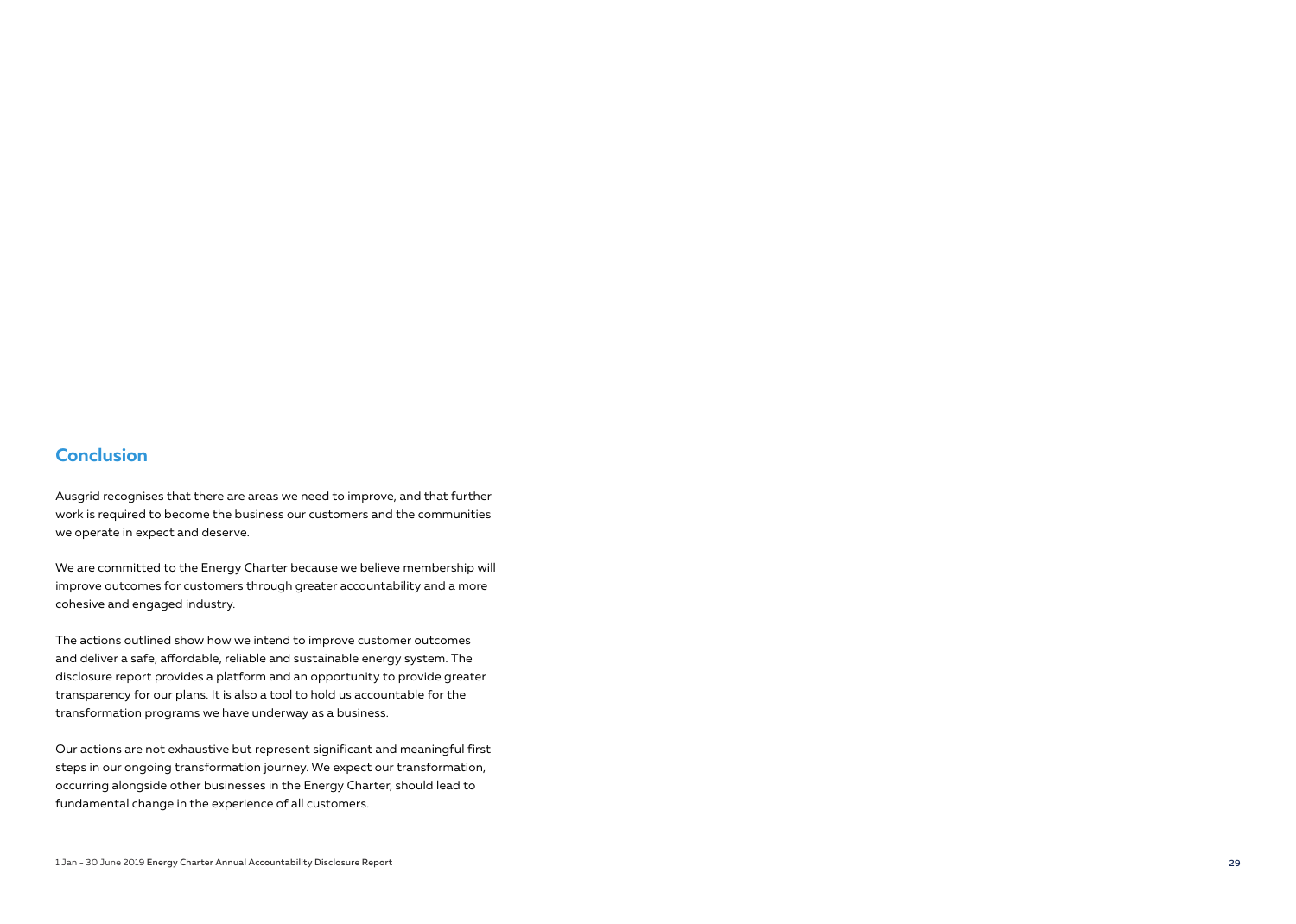## Conclusion

Ausgrid recognises that there are areas we need to improve, and that further work is required to become the business our customers and the communities we operate in expect and deserve.

We are committed to the Energy Charter because we believe membership will improve outcomes for customers through greater accountability and a more cohesive and engaged industry.

The actions outlined show how we intend to improve customer outcomes and deliver a safe, affordable, reliable and sustainable energy system. The disclosure report provides a platform and an opportunity to provide greater transparency for our plans. It is also a tool to hold us accountable for the transformation programs we have underway as a business.

Our actions are not exhaustive but represent significant and meaningful first steps in our ongoing transformation journey. We expect our transformation, occurring alongside other businesses in the Energy Charter, should lead to fundamental change in the experience of all customers.